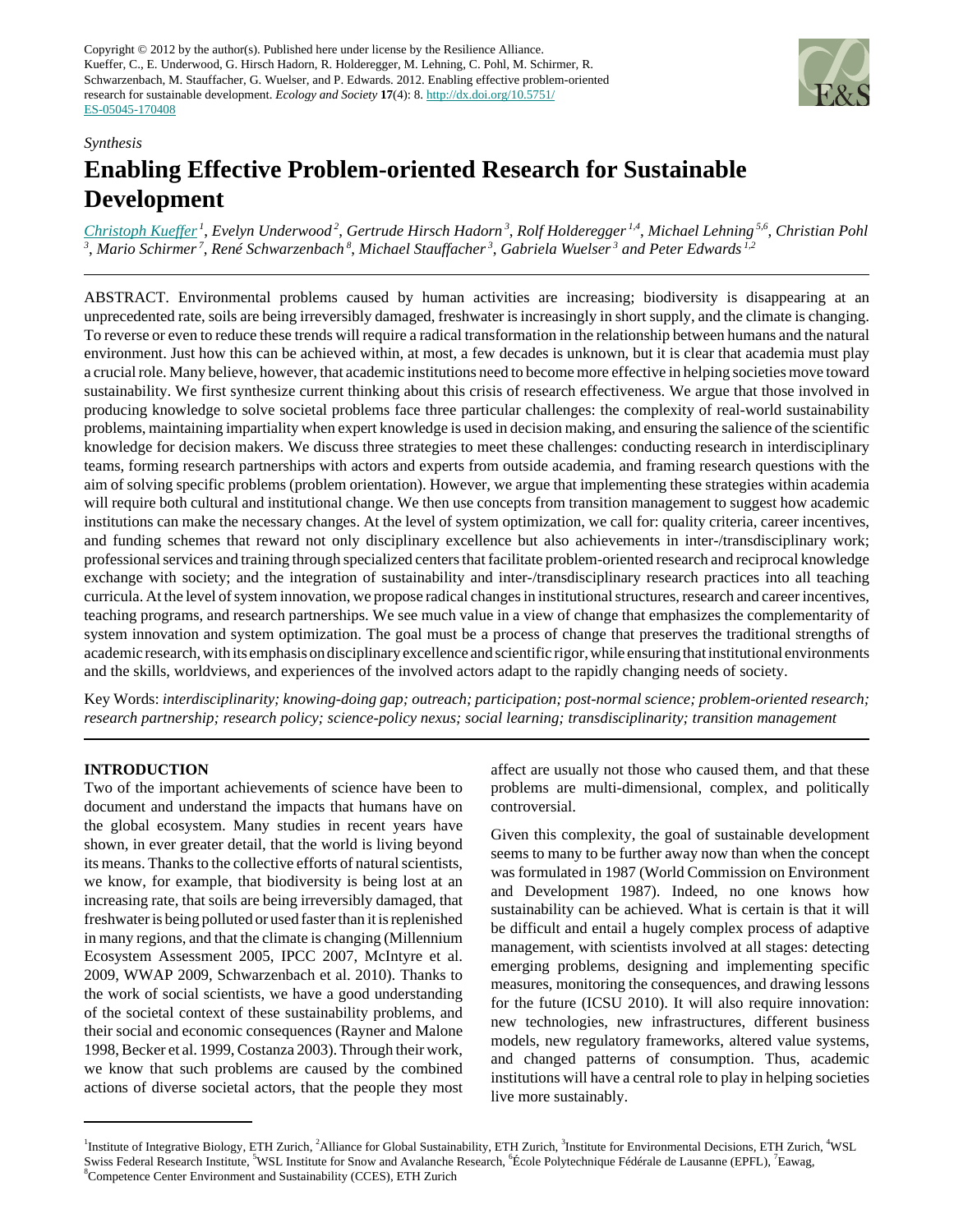Copyright © 2012 by the author(s). Published here under license by the Resilience Alliance.
Kueffer, C., E. Underwood, G. Hirsch Hadorn, R. Holderegger, M. Lehning, C. Pohl, M. Schirmer, R. Schwarzenbach, M. Stauffacher, G. Wuelser, and P. Edwards. 2012. Enabling effective problem-oriented research for sustainable development. *Ecology and Society* **17**(4): 8. http://dx.doi.org/10.5751/ES-05045-170408

*Synthesis*

# Enabling Effective Problem-oriented Research for Sustainable Development

*Christoph Kueffer* [1], *Evelyn Underwood* [2], *Gertrude Hirsch Hadorn* [3], *Rolf Holderegger* [1,4], *Michael Lehning* [5,6], *Christian Pohl* [3], *Mario Schirmer* [7], *René Schwarzenbach* [8], *Michael Stauffacher* [3], *Gabriela Wuelser* [3] and *Peter Edwards* [1,2]

ABSTRACT. Environmental problems caused by human activities are increasing; biodiversity is disappearing at an unprecedented rate, soils are being irreversibly damaged, freshwater is increasingly in short supply, and the climate is changing. To reverse or even to reduce these trends will require a radical transformation in the relationship between humans and the natural environment. Just how this can be achieved within, at most, a few decades is unknown, but it is clear that academia must play a crucial role. Many believe, however, that academic institutions need to become more effective in helping societies move toward sustainability. We first synthesize current thinking about this crisis of research effectiveness. We argue that those involved in producing knowledge to solve societal problems face three particular challenges: the complexity of real-world sustainability problems, maintaining impartiality when expert knowledge is used in decision making, and ensuring the salience of the scientific knowledge for decision makers. We discuss three strategies to meet these challenges: conducting research in interdisciplinary teams, forming research partnerships with actors and experts from outside academia, and framing research questions with the aim of solving specific problems (problem orientation). However, we argue that implementing these strategies within academia will require both cultural and institutional change. We then use concepts from transition management to suggest how academic institutions can make the necessary changes. At the level of system optimization, we call for: quality criteria, career incentives, and funding schemes that reward not only disciplinary excellence but also achievements in inter-/transdisciplinary work; professional services and training through specialized centers that facilitate problem-oriented research and reciprocal knowledge exchange with society; and the integration of sustainability and inter-/transdisciplinary research practices into all teaching curricula. At the level of system innovation, we propose radical changes in institutional structures, research and career incentives, teaching programs, and research partnerships. We see much value in a view of change that emphasizes the complementarity of system innovation and system optimization. The goal must be a process of change that preserves the traditional strengths of academic research, with its emphasis on disciplinary excellence and scientific rigor, while ensuring that institutional environments and the skills, worldviews, and experiences of the involved actors adapt to the rapidly changing needs of society.

Key Words: *interdisciplinarity; knowing-doing gap; outreach; participation; post-normal science; problem-oriented research; research partnership; research policy; science-policy nexus; social learning; transdisciplinarity; transition management*

## INTRODUCTION

Two of the important achievements of science have been to document and understand the impacts that humans have on the global ecosystem. Many studies in recent years have shown, in ever greater detail, that the world is living beyond its means. Thanks to the collective efforts of natural scientists, we know, for example, that biodiversity is being lost at an increasing rate, that soils are being irreversibly damaged, that freshwater is being polluted or used faster than it is replenished in many regions, and that the climate is changing (Millennium Ecosystem Assessment 2005, IPCC 2007, McIntyre et al. 2009, WWAP 2009, Schwarzenbach et al. 2010). Thanks to the work of social scientists, we have a good understanding of the societal context of these sustainability problems, and their social and economic consequences (Rayner and Malone 1998, Becker et al. 1999, Costanza 2003). Through their work, we know that such problems are caused by the combined actions of diverse societal actors, that the people they most affect are usually not those who caused them, and that these problems are multi-dimensional, complex, and politically controversial.

Given this complexity, the goal of sustainable development seems to many to be further away now than when the concept was formulated in 1987 (World Commission on Environment and Development 1987). Indeed, no one knows how sustainability can be achieved. What is certain is that it will be difficult and entail a hugely complex process of adaptive management, with scientists involved at all stages: detecting emerging problems, designing and implementing specific measures, monitoring the consequences, and drawing lessons for the future (ICSU 2010). It will also require innovation: new technologies, new infrastructures, different business models, new regulatory frameworks, altered value systems, and changed patterns of consumption. Thus, academic institutions will have a central role to play in helping societies live more sustainably.

---

[1] Institute of Integrative Biology, ETH Zurich, [2] Alliance for Global Sustainability, ETH Zurich, [3] Institute for Environmental Decisions, ETH Zurich, [4] WSL Swiss Federal Research Institute, [5] WSL Institute for Snow and Avalanche Research, [6] École Polytechnique Fédérale de Lausanne (EPFL), [7] Eawag, [8] Competence Center Environment and Sustainability (CCES), ETH Zurich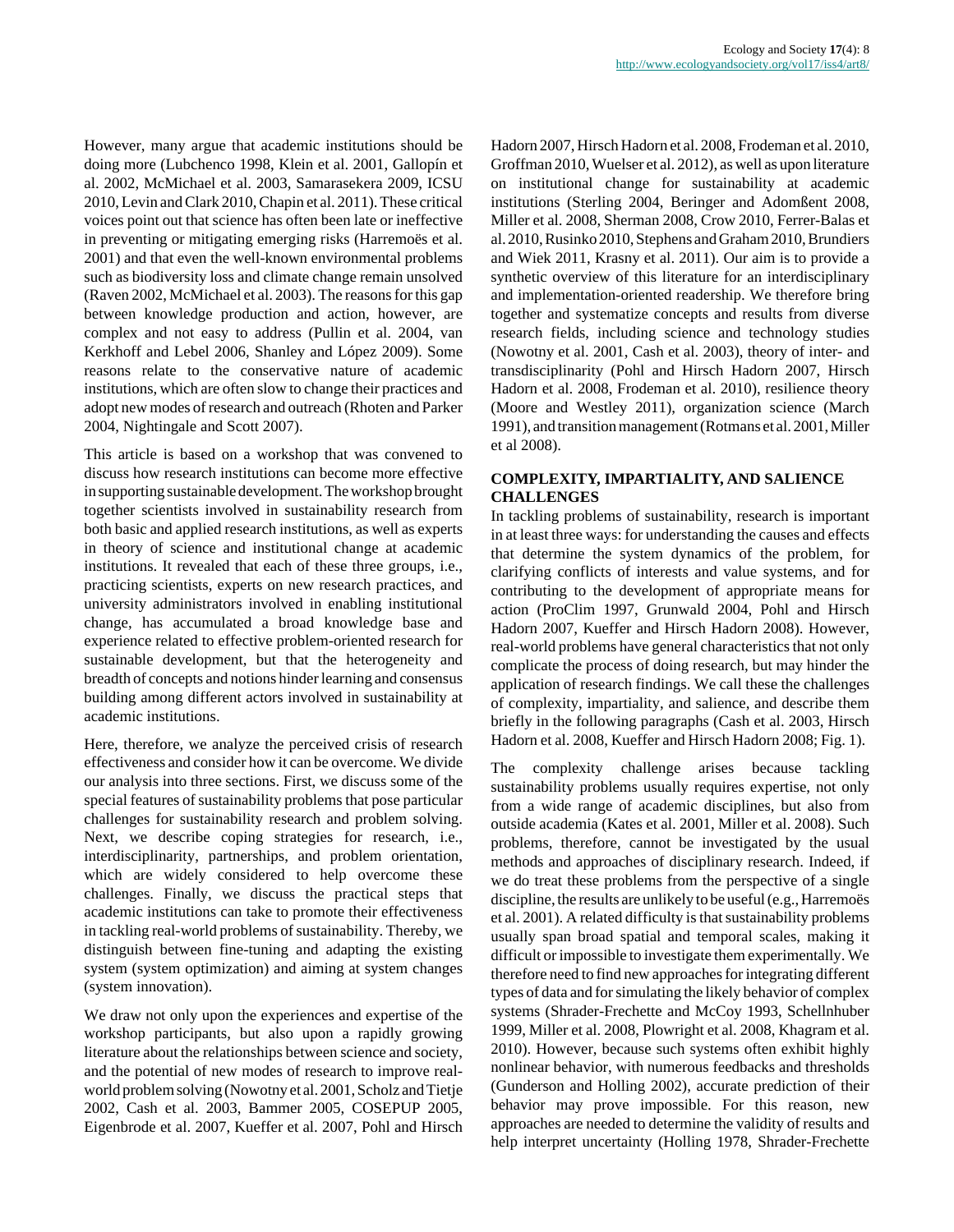However, many argue that academic institutions should be doing more (Lubchenco 1998, Klein et al. 2001, Gallopín et al. 2002, McMichael et al. 2003, Samarasekera 2009, ICSU 2010, Levin and Clark 2010, Chapin et al. 2011). These critical voices point out that science has often been late or ineffective in preventing or mitigating emerging risks (Harremoës et al. 2001) and that even the well-known environmental problems such as biodiversity loss and climate change remain unsolved (Raven 2002, McMichael et al. 2003). The reasons for this gap between knowledge production and action, however, are complex and not easy to address (Pullin et al. 2004, van Kerkhoff and Lebel 2006, Shanley and López 2009). Some reasons relate to the conservative nature of academic institutions, which are often slow to change their practices and adopt new modes of research and outreach (Rhoten and Parker 2004, Nightingale and Scott 2007).

This article is based on a workshop that was convened to discuss how research institutions can become more effective in supporting sustainable development. The workshop brought together scientists involved in sustainability research from both basic and applied research institutions, as well as experts in theory of science and institutional change at academic institutions. It revealed that each of these three groups, i.e., practicing scientists, experts on new research practices, and university administrators involved in enabling institutional change, has accumulated a broad knowledge base and experience related to effective problem-oriented research for sustainable development, but that the heterogeneity and breadth of concepts and notions hinder learning and consensus building among different actors involved in sustainability at academic institutions.

Here, therefore, we analyze the perceived crisis of research effectiveness and consider how it can be overcome. We divide our analysis into three sections. First, we discuss some of the special features of sustainability problems that pose particular challenges for sustainability research and problem solving. Next, we describe coping strategies for research, i.e., interdisciplinarity, partnerships, and problem orientation, which are widely considered to help overcome these challenges. Finally, we discuss the practical steps that academic institutions can take to promote their effectiveness in tackling real-world problems of sustainability. Thereby, we distinguish between fine-tuning and adapting the existing system (system optimization) and aiming at system changes (system innovation).

We draw not only upon the experiences and expertise of the workshop participants, but also upon a rapidly growing literature about the relationships between science and society, and the potential of new modes of research to improve real-world problem solving (Nowotny et al. 2001, Scholz and Tietje 2002, Cash et al. 2003, Bammer 2005, COSEPUP 2005, Eigenbrode et al. 2007, Kueffer et al. 2007, Pohl and Hirsch Hadorn 2007, Hirsch Hadorn et al. 2008, Frodeman et al. 2010, Groffman 2010, Wuelser et al. 2012), as well as upon literature on institutional change for sustainability at academic institutions (Sterling 2004, Beringer and Adomßent 2008, Miller et al. 2008, Sherman 2008, Crow 2010, Ferrer-Balas et al. 2010, Rusinko 2010, Stephens and Graham 2010, Brundiers and Wiek 2011, Krasny et al. 2011). Our aim is to provide a synthetic overview of this literature for an interdisciplinary and implementation-oriented readership. We therefore bring together and systematize concepts and results from diverse research fields, including science and technology studies (Nowotny et al. 2001, Cash et al. 2003), theory of inter- and transdisciplinarity (Pohl and Hirsch Hadorn 2007, Hirsch Hadorn et al. 2008, Frodeman et al. 2010), resilience theory (Moore and Westley 2011), organization science (March 1991), and transition management (Rotmans et al. 2001, Miller et al 2008).

## COMPLEXITY, IMPARTIALITY, AND SALIENCE CHALLENGES

In tackling problems of sustainability, research is important in at least three ways: for understanding the causes and effects that determine the system dynamics of the problem, for clarifying conflicts of interests and value systems, and for contributing to the development of appropriate means for action (ProClim 1997, Grunwald 2004, Pohl and Hirsch Hadorn 2007, Kueffer and Hirsch Hadorn 2008). However, real-world problems have general characteristics that not only complicate the process of doing research, but may hinder the application of research findings. We call these the challenges of complexity, impartiality, and salience, and describe them briefly in the following paragraphs (Cash et al. 2003, Hirsch Hadorn et al. 2008, Kueffer and Hirsch Hadorn 2008; Fig. 1).

The complexity challenge arises because tackling sustainability problems usually requires expertise, not only from a wide range of academic disciplines, but also from outside academia (Kates et al. 2001, Miller et al. 2008). Such problems, therefore, cannot be investigated by the usual methods and approaches of disciplinary research. Indeed, if we do treat these problems from the perspective of a single discipline, the results are unlikely to be useful (e.g., Harremoës et al. 2001). A related difficulty is that sustainability problems usually span broad spatial and temporal scales, making it difficult or impossible to investigate them experimentally. We therefore need to find new approaches for integrating different types of data and for simulating the likely behavior of complex systems (Shrader-Frechette and McCoy 1993, Schellnhuber 1999, Miller et al. 2008, Plowright et al. 2008, Khagram et al. 2010). However, because such systems often exhibit highly nonlinear behavior, with numerous feedbacks and thresholds (Gunderson and Holling 2002), accurate prediction of their behavior may prove impossible. For this reason, new approaches are needed to determine the validity of results and help interpret uncertainty (Holling 1978, Shrader-Frechette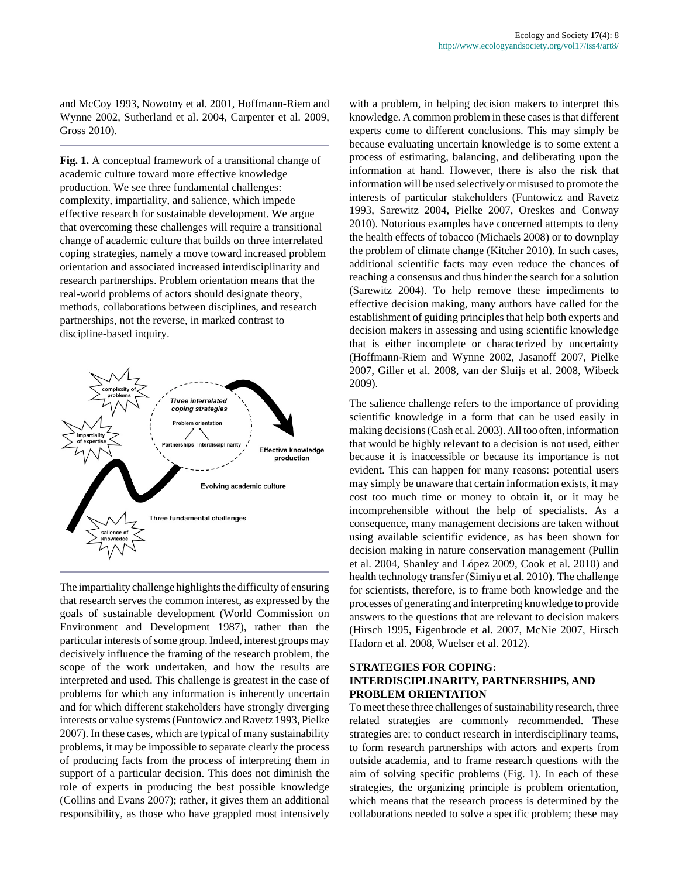and McCoy 1993, Nowotny et al. 2001, Hoffmann-Riem and Wynne 2002, Sutherland et al. 2004, Carpenter et al. 2009, Gross 2010).

**Fig. 1.** A conceptual framework of a transitional change of academic culture toward more effective knowledge production. We see three fundamental challenges: complexity, impartiality, and salience, which impede effective research for sustainable development. We argue that overcoming these challenges will require a transitional change of academic culture that builds on three interrelated coping strategies, namely a move toward increased problem orientation and associated increased interdisciplinarity and research partnerships. Problem orientation means that the real-world problems of actors should designate theory, methods, collaborations between disciplines, and research partnerships, not the reverse, in marked contrast to discipline-based inquiry.

The impartiality challenge highlights the difficulty of ensuring that research serves the common interest, as expressed by the goals of sustainable development (World Commission on Environment and Development 1987), rather than the particular interests of some group. Indeed, interest groups may decisively influence the framing of the research problem, the scope of the work undertaken, and how the results are interpreted and used. This challenge is greatest in the case of problems for which any information is inherently uncertain and for which different stakeholders have strongly diverging interests or value systems (Funtowicz and Ravetz 1993, Pielke 2007). In these cases, which are typical of many sustainability problems, it may be impossible to separate clearly the process of producing facts from the process of interpreting them in support of a particular decision. This does not diminish the role of experts in producing the best possible knowledge (Collins and Evans 2007); rather, it gives them an additional responsibility, as those who have grappled most intensively with a problem, in helping decision makers to interpret this knowledge. A common problem in these cases is that different experts come to different conclusions. This may simply be because evaluating uncertain knowledge is to some extent a process of estimating, balancing, and deliberating upon the information at hand. However, there is also the risk that information will be used selectively or misused to promote the interests of particular stakeholders (Funtowicz and Ravetz 1993, Sarewitz 2004, Pielke 2007, Oreskes and Conway 2010). Notorious examples have concerned attempts to deny the health effects of tobacco (Michaels 2008) or to downplay the problem of climate change (Kitcher 2010). In such cases, additional scientific facts may even reduce the chances of reaching a consensus and thus hinder the search for a solution (Sarewitz 2004). To help remove these impediments to effective decision making, many authors have called for the establishment of guiding principles that help both experts and decision makers in assessing and using scientific knowledge that is either incomplete or characterized by uncertainty (Hoffmann-Riem and Wynne 2002, Jasanoff 2007, Pielke 2007, Giller et al. 2008, van der Sluijs et al. 2008, Wibeck 2009).

The salience challenge refers to the importance of providing scientific knowledge in a form that can be used easily in making decisions (Cash et al. 2003). All too often, information that would be highly relevant to a decision is not used, either because it is inaccessible or because its importance is not evident. This can happen for many reasons: potential users may simply be unaware that certain information exists, it may cost too much time or money to obtain it, or it may be incomprehensible without the help of specialists. As a consequence, many management decisions are taken without using available scientific evidence, as has been shown for decision making in nature conservation management (Pullin et al. 2004, Shanley and López 2009, Cook et al. 2010) and health technology transfer (Simiyu et al. 2010). The challenge for scientists, therefore, is to frame both knowledge and the processes of generating and interpreting knowledge to provide answers to the questions that are relevant to decision makers (Hirsch 1995, Eigenbrode et al. 2007, McNie 2007, Hirsch Hadorn et al. 2008, Wuelser et al. 2012).

## STRATEGIES FOR COPING: INTERDISCIPLINARITY, PARTNERSHIPS, AND PROBLEM ORIENTATION

To meet these three challenges of sustainability research, three related strategies are commonly recommended. These strategies are: to conduct research in interdisciplinary teams, to form research partnerships with actors and experts from outside academia, and to frame research questions with the aim of solving specific problems (Fig. 1). In each of these strategies, the organizing principle is problem orientation, which means that the research process is determined by the collaborations needed to solve a specific problem; these may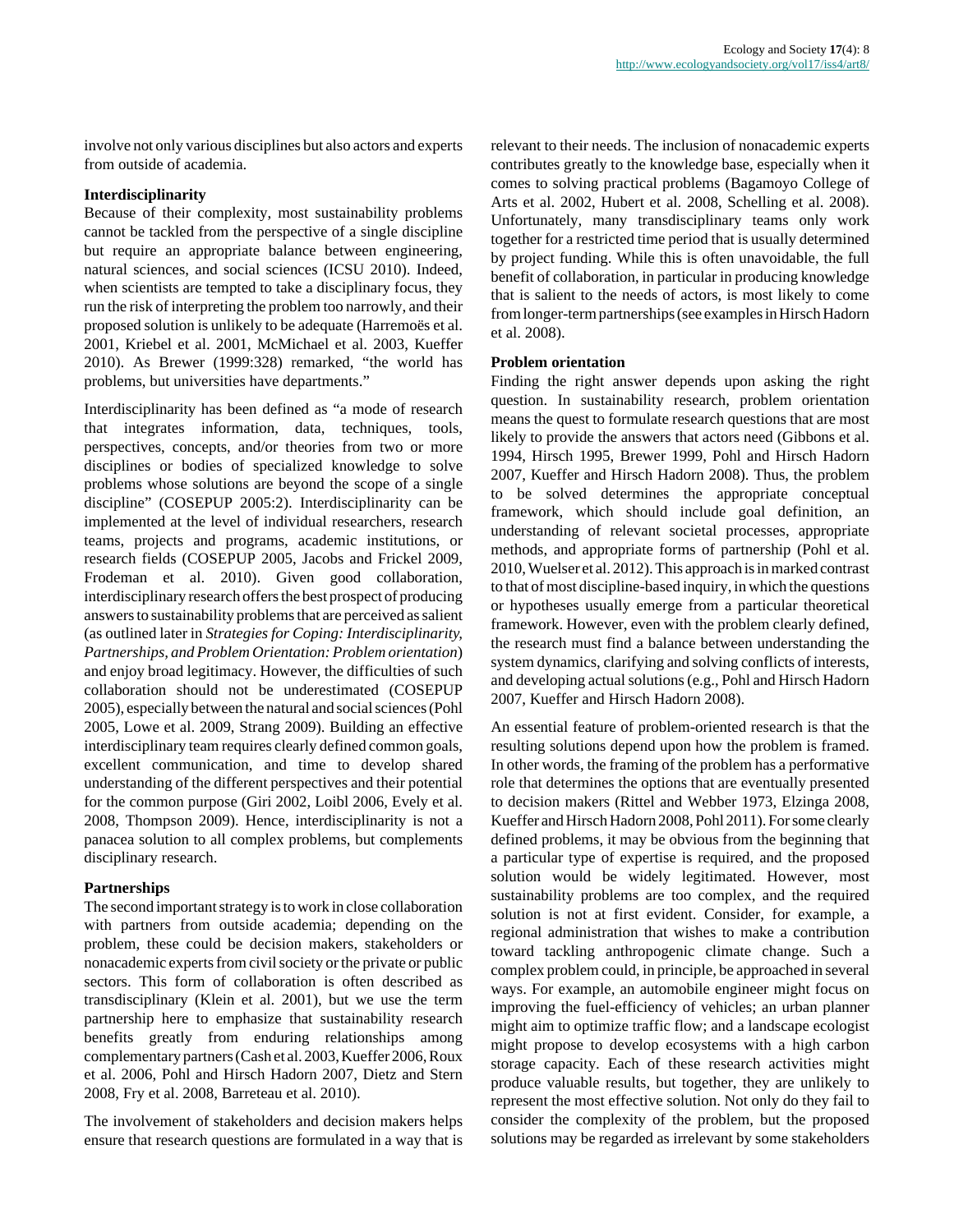involve not only various disciplines but also actors and experts from outside of academia.

### Interdisciplinarity

Because of their complexity, most sustainability problems cannot be tackled from the perspective of a single discipline but require an appropriate balance between engineering, natural sciences, and social sciences (ICSU 2010). Indeed, when scientists are tempted to take a disciplinary focus, they run the risk of interpreting the problem too narrowly, and their proposed solution is unlikely to be adequate (Harremoës et al. 2001, Kriebel et al. 2001, McMichael et al. 2003, Kueffer 2010). As Brewer (1999:328) remarked, "the world has problems, but universities have departments."

Interdisciplinarity has been defined as "a mode of research that integrates information, data, techniques, tools, perspectives, concepts, and/or theories from two or more disciplines or bodies of specialized knowledge to solve problems whose solutions are beyond the scope of a single discipline" (COSEPUP 2005:2). Interdisciplinarity can be implemented at the level of individual researchers, research teams, projects and programs, academic institutions, or research fields (COSEPUP 2005, Jacobs and Frickel 2009, Frodeman et al. 2010). Given good collaboration, interdisciplinary research offers the best prospect of producing answers to sustainability problems that are perceived as salient (as outlined later in *Strategies for Coping: Interdisciplinarity, Partnerships, and Problem Orientation: Problem orientation*) and enjoy broad legitimacy. However, the difficulties of such collaboration should not be underestimated (COSEPUP 2005), especially between the natural and social sciences (Pohl 2005, Lowe et al. 2009, Strang 2009). Building an effective interdisciplinary team requires clearly defined common goals, excellent communication, and time to develop shared understanding of the different perspectives and their potential for the common purpose (Giri 2002, Loibl 2006, Evely et al. 2008, Thompson 2009). Hence, interdisciplinarity is not a panacea solution to all complex problems, but complements disciplinary research.

### Partnerships

The second important strategy is to work in close collaboration with partners from outside academia; depending on the problem, these could be decision makers, stakeholders or nonacademic experts from civil society or the private or public sectors. This form of collaboration is often described as transdisciplinary (Klein et al. 2001), but we use the term partnership here to emphasize that sustainability research benefits greatly from enduring relationships among complementary partners (Cash et al. 2003, Kueffer 2006, Roux et al. 2006, Pohl and Hirsch Hadorn 2007, Dietz and Stern 2008, Fry et al. 2008, Barreteau et al. 2010).

The involvement of stakeholders and decision makers helps ensure that research questions are formulated in a way that is relevant to their needs. The inclusion of nonacademic experts contributes greatly to the knowledge base, especially when it comes to solving practical problems (Bagamoyo College of Arts et al. 2002, Hubert et al. 2008, Schelling et al. 2008). Unfortunately, many transdisciplinary teams only work together for a restricted time period that is usually determined by project funding. While this is often unavoidable, the full benefit of collaboration, in particular in producing knowledge that is salient to the needs of actors, is most likely to come from longer-term partnerships (see examples in Hirsch Hadorn et al. 2008).

### Problem orientation

Finding the right answer depends upon asking the right question. In sustainability research, problem orientation means the quest to formulate research questions that are most likely to provide the answers that actors need (Gibbons et al. 1994, Hirsch 1995, Brewer 1999, Pohl and Hirsch Hadorn 2007, Kueffer and Hirsch Hadorn 2008). Thus, the problem to be solved determines the appropriate conceptual framework, which should include goal definition, an understanding of relevant societal processes, appropriate methods, and appropriate forms of partnership (Pohl et al. 2010, Wuelser et al. 2012). This approach is in marked contrast to that of most discipline-based inquiry, in which the questions or hypotheses usually emerge from a particular theoretical framework. However, even with the problem clearly defined, the research must find a balance between understanding the system dynamics, clarifying and solving conflicts of interests, and developing actual solutions (e.g., Pohl and Hirsch Hadorn 2007, Kueffer and Hirsch Hadorn 2008).

An essential feature of problem-oriented research is that the resulting solutions depend upon how the problem is framed. In other words, the framing of the problem has a performative role that determines the options that are eventually presented to decision makers (Rittel and Webber 1973, Elzinga 2008, Kueffer and Hirsch Hadorn 2008, Pohl 2011). For some clearly defined problems, it may be obvious from the beginning that a particular type of expertise is required, and the proposed solution would be widely legitimated. However, most sustainability problems are too complex, and the required solution is not at first evident. Consider, for example, a regional administration that wishes to make a contribution toward tackling anthropogenic climate change. Such a complex problem could, in principle, be approached in several ways. For example, an automobile engineer might focus on improving the fuel-efficiency of vehicles; an urban planner might aim to optimize traffic flow; and a landscape ecologist might propose to develop ecosystems with a high carbon storage capacity. Each of these research activities might produce valuable results, but together, they are unlikely to represent the most effective solution. Not only do they fail to consider the complexity of the problem, but the proposed solutions may be regarded as irrelevant by some stakeholders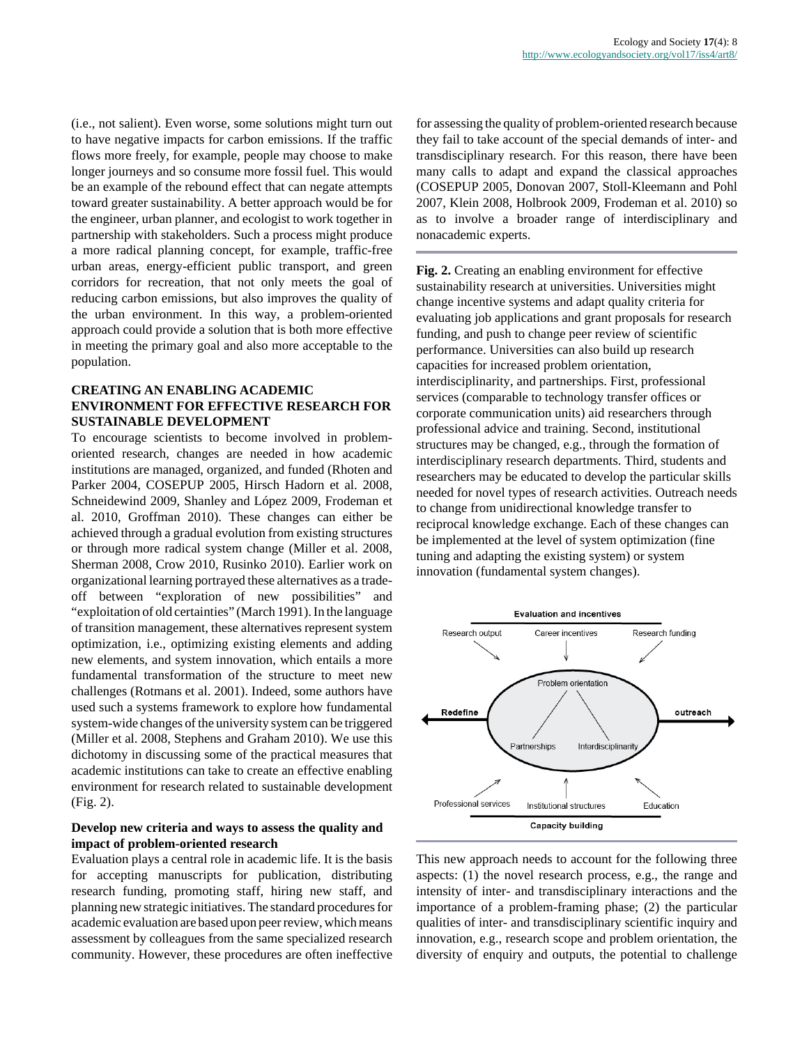(i.e., not salient). Even worse, some solutions might turn out to have negative impacts for carbon emissions. If the traffic flows more freely, for example, people may choose to make longer journeys and so consume more fossil fuel. This would be an example of the rebound effect that can negate attempts toward greater sustainability. A better approach would be for the engineer, urban planner, and ecologist to work together in partnership with stakeholders. Such a process might produce a more radical planning concept, for example, traffic-free urban areas, energy-efficient public transport, and green corridors for recreation, that not only meets the goal of reducing carbon emissions, but also improves the quality of the urban environment. In this way, a problem-oriented approach could provide a solution that is both more effective in meeting the primary goal and also more acceptable to the population.

## CREATING AN ENABLING ACADEMIC ENVIRONMENT FOR EFFECTIVE RESEARCH FOR SUSTAINABLE DEVELOPMENT

To encourage scientists to become involved in problem-oriented research, changes are needed in how academic institutions are managed, organized, and funded (Rhoten and Parker 2004, COSEPUP 2005, Hirsch Hadorn et al. 2008, Schneidewind 2009, Shanley and López 2009, Frodeman et al. 2010, Groffman 2010). These changes can either be achieved through a gradual evolution from existing structures or through more radical system change (Miller et al. 2008, Sherman 2008, Crow 2010, Rusinko 2010). Earlier work on organizational learning portrayed these alternatives as a trade-off between "exploration of new possibilities" and "exploitation of old certainties" (March 1991). In the language of transition management, these alternatives represent system optimization, i.e., optimizing existing elements and adding new elements, and system innovation, which entails a more fundamental transformation of the structure to meet new challenges (Rotmans et al. 2001). Indeed, some authors have used such a systems framework to explore how fundamental system-wide changes of the university system can be triggered (Miller et al. 2008, Stephens and Graham 2010). We use this dichotomy in discussing some of the practical measures that academic institutions can take to create an effective enabling environment for research related to sustainable development (Fig. 2).

### Develop new criteria and ways to assess the quality and impact of problem-oriented research

Evaluation plays a central role in academic life. It is the basis for accepting manuscripts for publication, distributing research funding, promoting staff, hiring new staff, and planning new strategic initiatives. The standard procedures for academic evaluation are based upon peer review, which means assessment by colleagues from the same specialized research community. However, these procedures are often ineffective for assessing the quality of problem-oriented research because they fail to take account of the special demands of inter- and transdisciplinary research. For this reason, there have been many calls to adapt and expand the classical approaches (COSEPUP 2005, Donovan 2007, Stoll-Kleemann and Pohl 2007, Klein 2008, Holbrook 2009, Frodeman et al. 2010) so as to involve a broader range of interdisciplinary and nonacademic experts.

**Fig. 2.** Creating an enabling environment for effective sustainability research at universities. Universities might change incentive systems and adapt quality criteria for evaluating job applications and grant proposals for research funding, and push to change peer review of scientific performance. Universities can also build up research capacities for increased problem orientation, interdisciplinarity, and partnerships. First, professional services (comparable to technology transfer offices or corporate communication units) aid researchers through professional advice and training. Second, institutional structures may be changed, e.g., through the formation of interdisciplinary research departments. Third, students and researchers may be educated to develop the particular skills needed for novel types of research activities. Outreach needs to change from unidirectional knowledge transfer to reciprocal knowledge exchange. Each of these changes can be implemented at the level of system optimization (fine tuning and adapting the existing system) or system innovation (fundamental system changes).

This new approach needs to account for the following three aspects: (1) the novel research process, e.g., the range and intensity of inter- and transdisciplinary interactions and the importance of a problem-framing phase; (2) the particular qualities of inter- and transdisciplinary scientific inquiry and innovation, e.g., research scope and problem orientation, the diversity of enquiry and outputs, the potential to challenge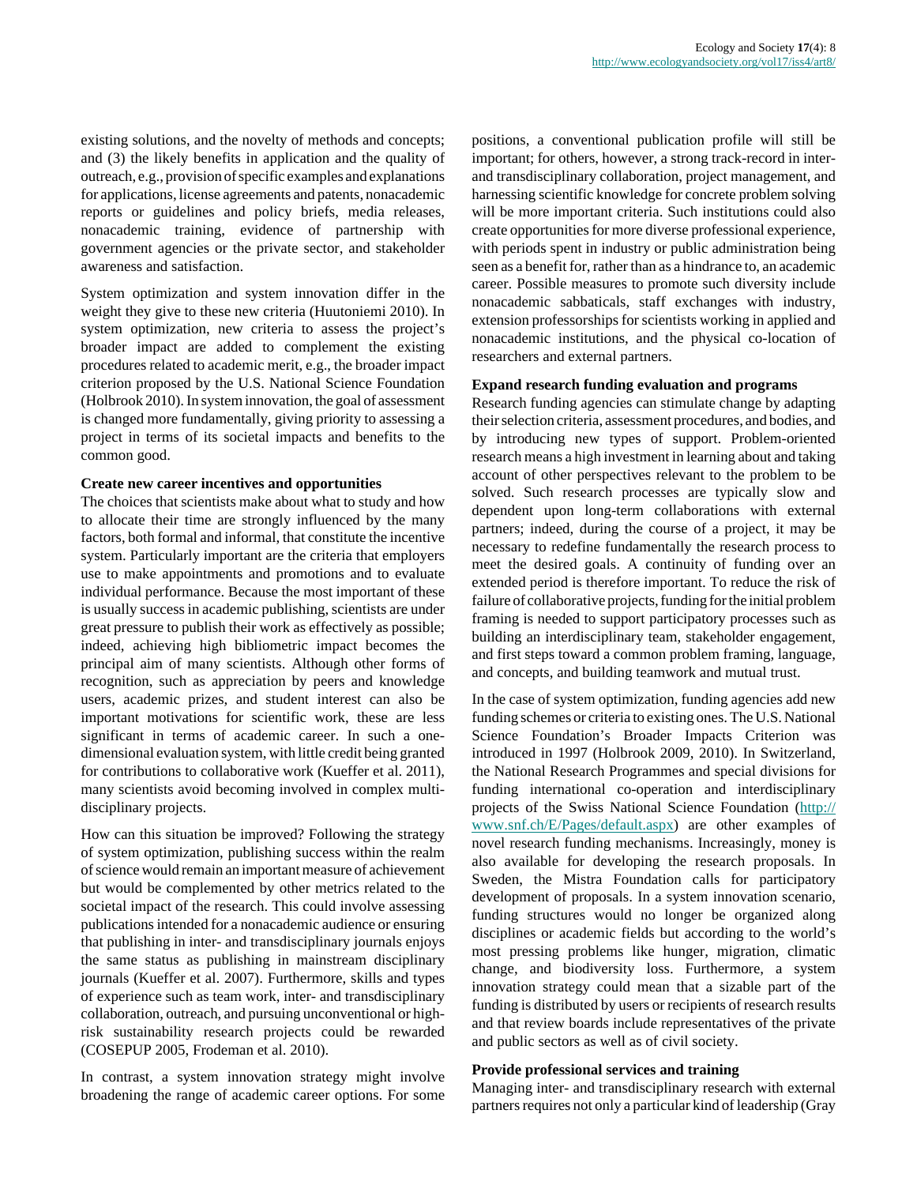existing solutions, and the novelty of methods and concepts; and (3) the likely benefits in application and the quality of outreach, e.g., provision of specific examples and explanations for applications, license agreements and patents, nonacademic reports or guidelines and policy briefs, media releases, nonacademic training, evidence of partnership with government agencies or the private sector, and stakeholder awareness and satisfaction.

System optimization and system innovation differ in the weight they give to these new criteria (Huutoniemi 2010). In system optimization, new criteria to assess the project's broader impact are added to complement the existing procedures related to academic merit, e.g., the broader impact criterion proposed by the U.S. National Science Foundation (Holbrook 2010). In system innovation, the goal of assessment is changed more fundamentally, giving priority to assessing a project in terms of its societal impacts and benefits to the common good.

### Create new career incentives and opportunities

The choices that scientists make about what to study and how to allocate their time are strongly influenced by the many factors, both formal and informal, that constitute the incentive system. Particularly important are the criteria that employers use to make appointments and promotions and to evaluate individual performance. Because the most important of these is usually success in academic publishing, scientists are under great pressure to publish their work as effectively as possible; indeed, achieving high bibliometric impact becomes the principal aim of many scientists. Although other forms of recognition, such as appreciation by peers and knowledge users, academic prizes, and student interest can also be important motivations for scientific work, these are less significant in terms of academic career. In such a one-dimensional evaluation system, with little credit being granted for contributions to collaborative work (Kueffer et al. 2011), many scientists avoid becoming involved in complex multi-disciplinary projects.

How can this situation be improved? Following the strategy of system optimization, publishing success within the realm of science would remain an important measure of achievement but would be complemented by other metrics related to the societal impact of the research. This could involve assessing publications intended for a nonacademic audience or ensuring that publishing in inter- and transdisciplinary journals enjoys the same status as publishing in mainstream disciplinary journals (Kueffer et al. 2007). Furthermore, skills and types of experience such as team work, inter- and transdisciplinary collaboration, outreach, and pursuing unconventional or high-risk sustainability research projects could be rewarded (COSEPUP 2005, Frodeman et al. 2010).

In contrast, a system innovation strategy might involve broadening the range of academic career options. For some positions, a conventional publication profile will still be important; for others, however, a strong track-record in inter- and transdisciplinary collaboration, project management, and harnessing scientific knowledge for concrete problem solving will be more important criteria. Such institutions could also create opportunities for more diverse professional experience, with periods spent in industry or public administration being seen as a benefit for, rather than as a hindrance to, an academic career. Possible measures to promote such diversity include nonacademic sabbaticals, staff exchanges with industry, extension professorships for scientists working in applied and nonacademic institutions, and the physical co-location of researchers and external partners.

### Expand research funding evaluation and programs

Research funding agencies can stimulate change by adapting their selection criteria, assessment procedures, and bodies, and by introducing new types of support. Problem-oriented research means a high investment in learning about and taking account of other perspectives relevant to the problem to be solved. Such research processes are typically slow and dependent upon long-term collaborations with external partners; indeed, during the course of a project, it may be necessary to redefine fundamentally the research process to meet the desired goals. A continuity of funding over an extended period is therefore important. To reduce the risk of failure of collaborative projects, funding for the initial problem framing is needed to support participatory processes such as building an interdisciplinary team, stakeholder engagement, and first steps toward a common problem framing, language, and concepts, and building teamwork and mutual trust.

In the case of system optimization, funding agencies add new funding schemes or criteria to existing ones. The U.S. National Science Foundation's Broader Impacts Criterion was introduced in 1997 (Holbrook 2009, 2010). In Switzerland, the National Research Programmes and special divisions for funding international co-operation and interdisciplinary projects of the Swiss National Science Foundation (http://www.snf.ch/E/Pages/default.aspx) are other examples of novel research funding mechanisms. Increasingly, money is also available for developing the research proposals. In Sweden, the Mistra Foundation calls for participatory development of proposals. In a system innovation scenario, funding structures would no longer be organized along disciplines or academic fields but according to the world's most pressing problems like hunger, migration, climatic change, and biodiversity loss. Furthermore, a system innovation strategy could mean that a sizable part of the funding is distributed by users or recipients of research results and that review boards include representatives of the private and public sectors as well as of civil society.

### Provide professional services and training

Managing inter- and transdisciplinary research with external partners requires not only a particular kind of leadership (Gray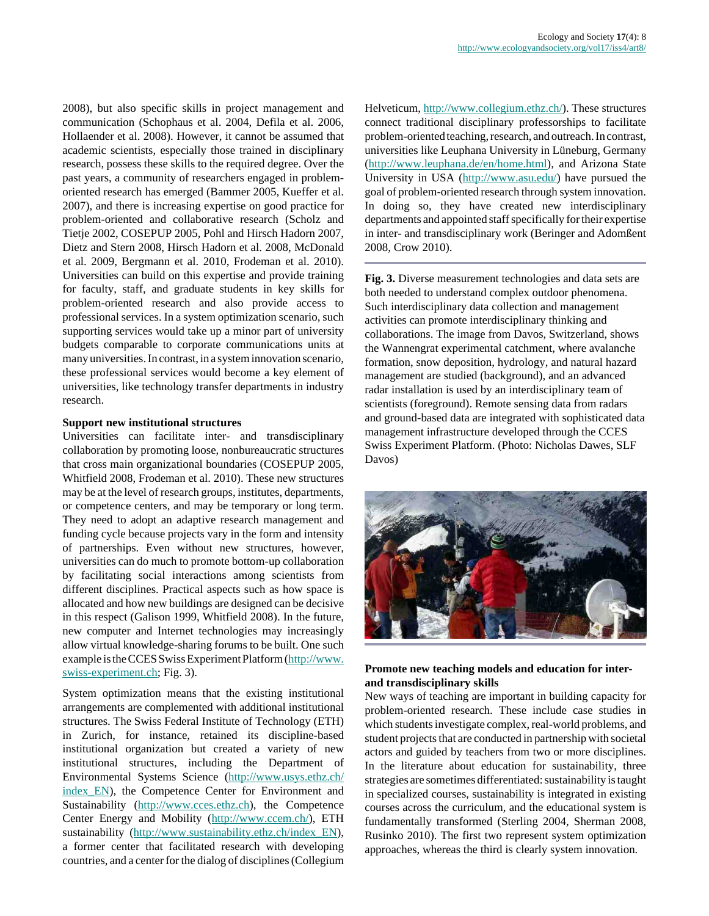2008), but also specific skills in project management and communication (Schophaus et al. 2004, Defila et al. 2006, Hollaender et al. 2008). However, it cannot be assumed that academic scientists, especially those trained in disciplinary research, possess these skills to the required degree. Over the past years, a community of researchers engaged in problem-oriented research has emerged (Bammer 2005, Kueffer et al. 2007), and there is increasing expertise on good practice for problem-oriented and collaborative research (Scholz and Tietje 2002, COSEPUP 2005, Pohl and Hirsch Hadorn 2007, Dietz and Stern 2008, Hirsch Hadorn et al. 2008, McDonald et al. 2009, Bergmann et al. 2010, Frodeman et al. 2010). Universities can build on this expertise and provide training for faculty, staff, and graduate students in key skills for problem-oriented research and also provide access to professional services. In a system optimization scenario, such supporting services would take up a minor part of university budgets comparable to corporate communications units at many universities. In contrast, in a system innovation scenario, these professional services would become a key element of universities, like technology transfer departments in industry research.

**Support new institutional structures**

Universities can facilitate inter- and transdisciplinary collaboration by promoting loose, nonbureaucratic structures that cross main organizational boundaries (COSEPUP 2005, Whitfield 2008, Frodeman et al. 2010). These new structures may be at the level of research groups, institutes, departments, or competence centers, and may be temporary or long term. They need to adopt an adaptive research management and funding cycle because projects vary in the form and intensity of partnerships. Even without new structures, however, universities can do much to promote bottom-up collaboration by facilitating social interactions among scientists from different disciplines. Practical aspects such as how space is allocated and how new buildings are designed can be decisive in this respect (Galison 1999, Whitfield 2008). In the future, new computer and Internet technologies may increasingly allow virtual knowledge-sharing forums to be built. One such example is the CCES Swiss Experiment Platform (http://www.swiss-experiment.ch; Fig. 3).

System optimization means that the existing institutional arrangements are complemented with additional institutional structures. The Swiss Federal Institute of Technology (ETH) in Zurich, for instance, retained its discipline-based institutional organization but created a variety of new institutional structures, including the Department of Environmental Systems Science (http://www.usys.ethz.ch/index_EN), the Competence Center for Environment and Sustainability (http://www.cces.ethz.ch), the Competence Center Energy and Mobility (http://www.ccem.ch/), ETH sustainability (http://www.sustainability.ethz.ch/index_EN), a former center that facilitated research with developing countries, and a center for the dialog of disciplines (Collegium Helveticum, http://www.collegium.ethz.ch/). These structures connect traditional disciplinary professorships to facilitate problem-oriented teaching, research, and outreach. In contrast, universities like Leuphana University in Lüneburg, Germany (http://www.leuphana.de/en/home.html), and Arizona State University in USA (http://www.asu.edu/) have pursued the goal of problem-oriented research through system innovation. In doing so, they have created new interdisciplinary departments and appointed staff specifically for their expertise in inter- and transdisciplinary work (Beringer and Adomßent 2008, Crow 2010).

**Fig. 3.** Diverse measurement technologies and data sets are both needed to understand complex outdoor phenomena. Such interdisciplinary data collection and management activities can promote interdisciplinary thinking and collaborations. The image from Davos, Switzerland, shows the Wannengrat experimental catchment, where avalanche formation, snow deposition, hydrology, and natural hazard management are studied (background), and an advanced radar installation is used by an interdisciplinary team of scientists (foreground). Remote sensing data from radars and ground-based data are integrated with sophisticated data management infrastructure developed through the CCES Swiss Experiment Platform. (Photo: Nicholas Dawes, SLF Davos)

**Promote new teaching models and education for inter- and transdisciplinary skills**

New ways of teaching are important in building capacity for problem-oriented research. These include case studies in which students investigate complex, real-world problems, and student projects that are conducted in partnership with societal actors and guided by teachers from two or more disciplines. In the literature about education for sustainability, three strategies are sometimes differentiated: sustainability is taught in specialized courses, sustainability is integrated in existing courses across the curriculum, and the educational system is fundamentally transformed (Sterling 2004, Sherman 2008, Rusinko 2010). The first two represent system optimization approaches, whereas the third is clearly system innovation.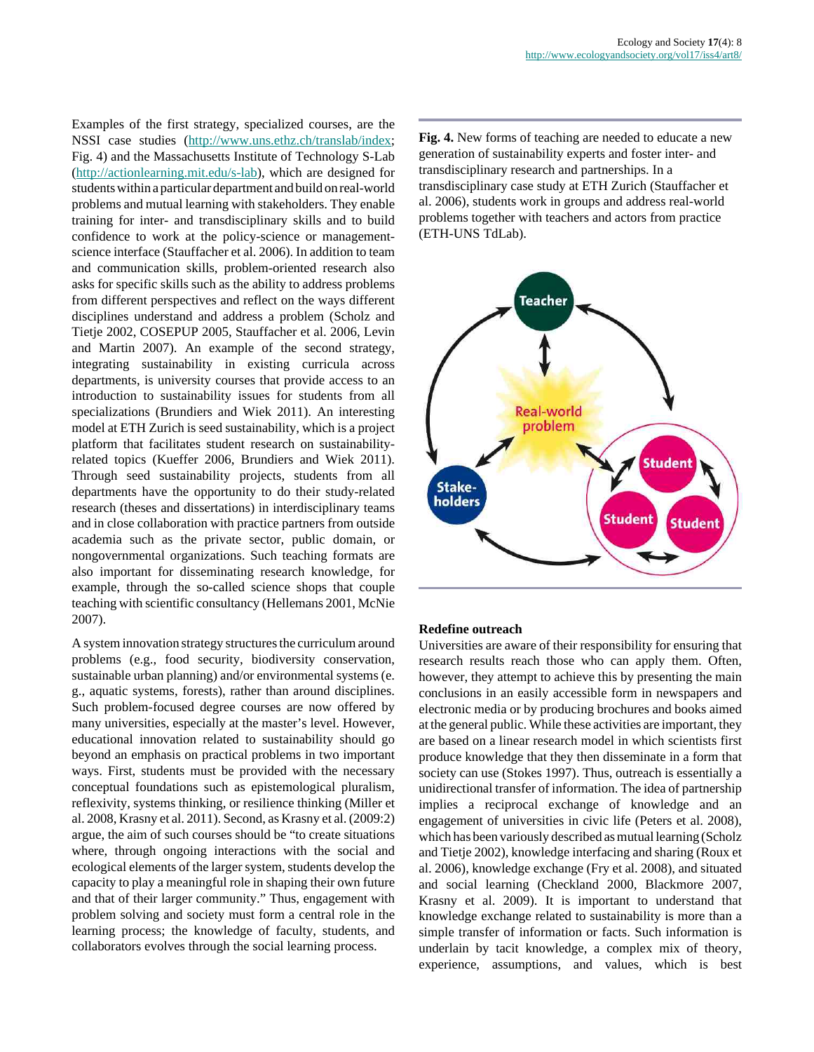Examples of the first strategy, specialized courses, are the NSSI case studies (http://www.uns.ethz.ch/translab/index; Fig. 4) and the Massachusetts Institute of Technology S-Lab (http://actionlearning.mit.edu/s-lab), which are designed for students within a particular department and build on real-world problems and mutual learning with stakeholders. They enable training for inter- and transdisciplinary skills and to build confidence to work at the policy-science or management-science interface (Stauffacher et al. 2006). In addition to team and communication skills, problem-oriented research also asks for specific skills such as the ability to address problems from different perspectives and reflect on the ways different disciplines understand and address a problem (Scholz and Tietje 2002, COSEPUP 2005, Stauffacher et al. 2006, Levin and Martin 2007). An example of the second strategy, integrating sustainability in existing curricula across departments, is university courses that provide access to an introduction to sustainability issues for students from all specializations (Brundiers and Wiek 2011). An interesting model at ETH Zurich is seed sustainability, which is a project platform that facilitates student research on sustainability-related topics (Kueffer 2006, Brundiers and Wiek 2011). Through seed sustainability projects, students from all departments have the opportunity to do their study-related research (theses and dissertations) in interdisciplinary teams and in close collaboration with practice partners from outside academia such as the private sector, public domain, or nongovernmental organizations. Such teaching formats are also important for disseminating research knowledge, for example, through the so-called science shops that couple teaching with scientific consultancy (Hellemans 2001, McNie 2007).

A system innovation strategy structures the curriculum around problems (e.g., food security, biodiversity conservation, sustainable urban planning) and/or environmental systems (e.g., aquatic systems, forests), rather than around disciplines. Such problem-focused degree courses are now offered by many universities, especially at the master's level. However, educational innovation related to sustainability should go beyond an emphasis on practical problems in two important ways. First, students must be provided with the necessary conceptual foundations such as epistemological pluralism, reflexivity, systems thinking, or resilience thinking (Miller et al. 2008, Krasny et al. 2011). Second, as Krasny et al. (2009:2) argue, the aim of such courses should be "to create situations where, through ongoing interactions with the social and ecological elements of the larger system, students develop the capacity to play a meaningful role in shaping their own future and that of their larger community." Thus, engagement with problem solving and society must form a central role in the learning process; the knowledge of faculty, students, and collaborators evolves through the social learning process.

**Fig. 4.** New forms of teaching are needed to educate a new generation of sustainability experts and foster inter- and transdisciplinary research and partnerships. In a transdisciplinary case study at ETH Zurich (Stauffacher et al. 2006), students work in groups and address real-world problems together with teachers and actors from practice (ETH-UNS TdLab).

### Redefine outreach

Universities are aware of their responsibility for ensuring that research results reach those who can apply them. Often, however, they attempt to achieve this by presenting the main conclusions in an easily accessible form in newspapers and electronic media or by producing brochures and books aimed at the general public. While these activities are important, they are based on a linear research model in which scientists first produce knowledge that they then disseminate in a form that society can use (Stokes 1997). Thus, outreach is essentially a unidirectional transfer of information. The idea of partnership implies a reciprocal exchange of knowledge and an engagement of universities in civic life (Peters et al. 2008), which has been variously described as mutual learning (Scholz and Tietje 2002), knowledge interfacing and sharing (Roux et al. 2006), knowledge exchange (Fry et al. 2008), and situated and social learning (Checkland 2000, Blackmore 2007, Krasny et al. 2009). It is important to understand that knowledge exchange related to sustainability is more than a simple transfer of information or facts. Such information is underlain by tacit knowledge, a complex mix of theory, experience, assumptions, and values, which is best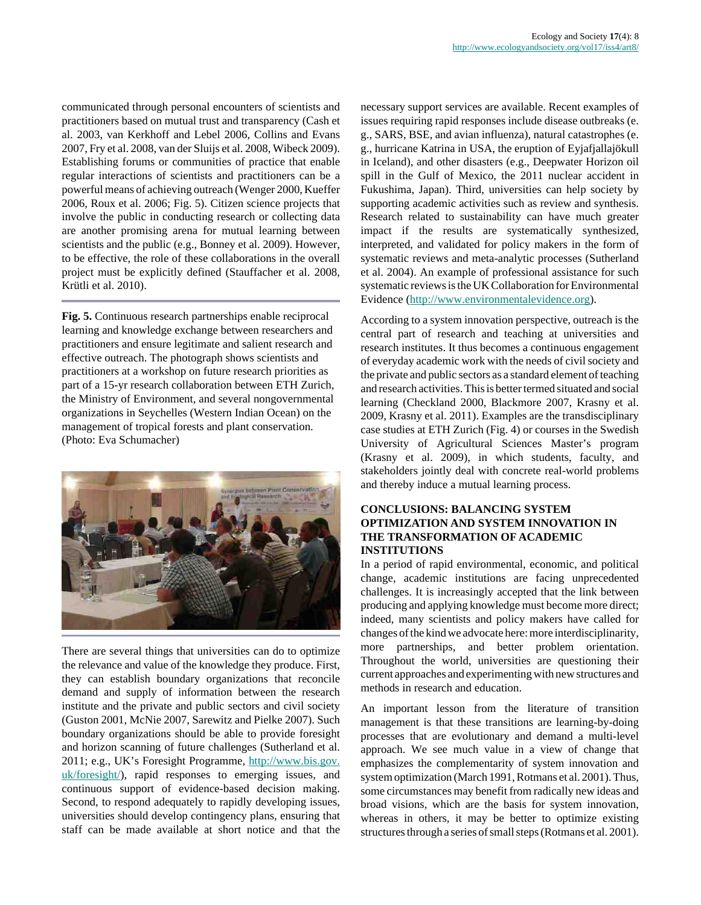communicated through personal encounters of scientists and practitioners based on mutual trust and transparency (Cash et al. 2003, van Kerkhoff and Lebel 2006, Collins and Evans 2007, Fry et al. 2008, van der Sluijs et al. 2008, Wibeck 2009). Establishing forums or communities of practice that enable regular interactions of scientists and practitioners can be a powerful means of achieving outreach (Wenger 2000, Kueffer 2006, Roux et al. 2006; Fig. 5). Citizen science projects that involve the public in conducting research or collecting data are another promising arena for mutual learning between scientists and the public (e.g., Bonney et al. 2009). However, to be effective, the role of these collaborations in the overall project must be explicitly defined (Stauffacher et al. 2008, Krütli et al. 2010).

**Fig. 5.** Continuous research partnerships enable reciprocal learning and knowledge exchange between researchers and practitioners and ensure legitimate and salient research and effective outreach. The photograph shows scientists and practitioners at a workshop on future research priorities as part of a 15-yr research collaboration between ETH Zurich, the Ministry of Environment, and several nongovernmental organizations in Seychelles (Western Indian Ocean) on the management of tropical forests and plant conservation. (Photo: Eva Schumacher)

There are several things that universities can do to optimize the relevance and value of the knowledge they produce. First, they can establish boundary organizations that reconcile demand and supply of information between the research institute and the private and public sectors and civil society (Guston 2001, McNie 2007, Sarewitz and Pielke 2007). Such boundary organizations should be able to provide foresight and horizon scanning of future challenges (Sutherland et al. 2011; e.g., UK's Foresight Programme, http://www.bis.gov.uk/foresight/), rapid responses to emerging issues, and continuous support of evidence-based decision making. Second, to respond adequately to rapidly developing issues, universities should develop contingency plans, ensuring that staff can be made available at short notice and that the necessary support services are available. Recent examples of issues requiring rapid responses include disease outbreaks (e.g., SARS, BSE, and avian influenza), natural catastrophes (e.g., hurricane Katrina in USA, the eruption of Eyjafjallajökull in Iceland), and other disasters (e.g., Deepwater Horizon oil spill in the Gulf of Mexico, the 2011 nuclear accident in Fukushima, Japan). Third, universities can help society by supporting academic activities such as review and synthesis. Research related to sustainability can have much greater impact if the results are systematically synthesized, interpreted, and validated for policy makers in the form of systematic reviews and meta-analytic processes (Sutherland et al. 2004). An example of professional assistance for such systematic reviews is the UK Collaboration for Environmental Evidence (http://www.environmentalevidence.org).

According to a system innovation perspective, outreach is the central part of research and teaching at universities and research institutes. It thus becomes a continuous engagement of everyday academic work with the needs of civil society and the private and public sectors as a standard element of teaching and research activities. This is better termed situated and social learning (Checkland 2000, Blackmore 2007, Krasny et al. 2009, Krasny et al. 2011). Examples are the transdisciplinary case studies at ETH Zurich (Fig. 4) or courses in the Swedish University of Agricultural Sciences Master's program (Krasny et al. 2009), in which students, faculty, and stakeholders jointly deal with concrete real-world problems and thereby induce a mutual learning process.

## CONCLUSIONS: BALANCING SYSTEM OPTIMIZATION AND SYSTEM INNOVATION IN THE TRANSFORMATION OF ACADEMIC INSTITUTIONS

In a period of rapid environmental, economic, and political change, academic institutions are facing unprecedented challenges. It is increasingly accepted that the link between producing and applying knowledge must become more direct; indeed, many scientists and policy makers have called for changes of the kind we advocate here: more interdisciplinarity, more partnerships, and better problem orientation. Throughout the world, universities are questioning their current approaches and experimenting with new structures and methods in research and education.

An important lesson from the literature of transition management is that these transitions are learning-by-doing processes that are evolutionary and demand a multi-level approach. We see much value in a view of change that emphasizes the complementarity of system innovation and system optimization (March 1991, Rotmans et al. 2001). Thus, some circumstances may benefit from radically new ideas and broad visions, which are the basis for system innovation, whereas in others, it may be better to optimize existing structures through a series of small steps (Rotmans et al. 2001).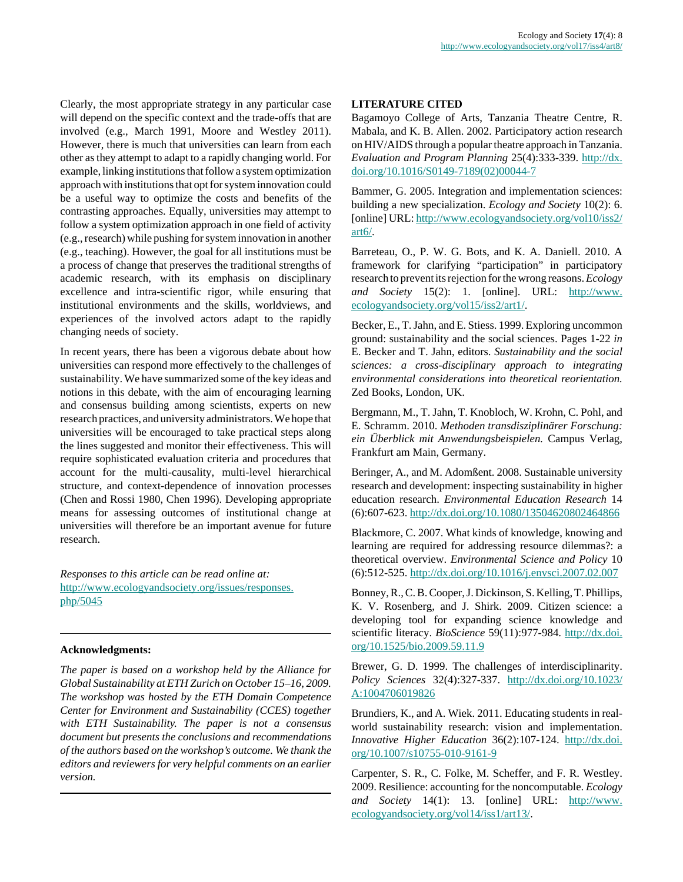Clearly, the most appropriate strategy in any particular case will depend on the specific context and the trade-offs that are involved (e.g., March 1991, Moore and Westley 2011). However, there is much that universities can learn from each other as they attempt to adapt to a rapidly changing world. For example, linking institutions that follow a system optimization approach with institutions that opt for system innovation could be a useful way to optimize the costs and benefits of the contrasting approaches. Equally, universities may attempt to follow a system optimization approach in one field of activity (e.g., research) while pushing for system innovation in another (e.g., teaching). However, the goal for all institutions must be a process of change that preserves the traditional strengths of academic research, with its emphasis on disciplinary excellence and intra-scientific rigor, while ensuring that institutional environments and the skills, worldviews, and experiences of the involved actors adapt to the rapidly changing needs of society.

In recent years, there has been a vigorous debate about how universities can respond more effectively to the challenges of sustainability. We have summarized some of the key ideas and notions in this debate, with the aim of encouraging learning and consensus building among scientists, experts on new research practices, and university administrators. We hope that universities will be encouraged to take practical steps along the lines suggested and monitor their effectiveness. This will require sophisticated evaluation criteria and procedures that account for the multi-causality, multi-level hierarchical structure, and context-dependence of innovation processes (Chen and Rossi 1980, Chen 1996). Developing appropriate means for assessing outcomes of institutional change at universities will therefore be an important avenue for future research.

*Responses to this article can be read online at:*
http://www.ecologyandsociety.org/issues/responses.php/5045

---

**Acknowledgments:**

*The paper is based on a workshop held by the Alliance for Global Sustainability at ETH Zurich on October 15–16, 2009. The workshop was hosted by the ETH Domain Competence Center for Environment and Sustainability (CCES) together with ETH Sustainability. The paper is not a consensus document but presents the conclusions and recommendations of the authors based on the workshop's outcome. We thank the editors and reviewers for very helpful comments on an earlier version.*

---

**LITERATURE CITED**

Bagamoyo College of Arts, Tanzania Theatre Centre, R. Mabala, and K. B. Allen. 2002. Participatory action research on HIV/AIDS through a popular theatre approach in Tanzania. *Evaluation and Program Planning* 25(4):333-339. http://dx.doi.org/10.1016/S0149-7189(02)00044-7

Bammer, G. 2005. Integration and implementation sciences: building a new specialization. *Ecology and Society* 10(2): 6. [online] URL: http://www.ecologyandsociety.org/vol10/iss2/art6/.

Barreteau, O., P. W. G. Bots, and K. A. Daniell. 2010. A framework for clarifying "participation" in participatory research to prevent its rejection for the wrong reasons. *Ecology and Society* 15(2): 1. [online]. URL: http://www.ecologyandsociety.org/vol15/iss2/art1/.

Becker, E., T. Jahn, and E. Stiess. 1999. Exploring uncommon ground: sustainability and the social sciences. Pages 1-22 *in* E. Becker and T. Jahn, editors. *Sustainability and the social sciences: a cross-disciplinary approach to integrating environmental considerations into theoretical reorientation.* Zed Books, London, UK.

Bergmann, M., T. Jahn, T. Knobloch, W. Krohn, C. Pohl, and E. Schramm. 2010. *Methoden transdisziplinärer Forschung: ein Überblick mit Anwendungsbeispielen.* Campus Verlag, Frankfurt am Main, Germany.

Beringer, A., and M. Adomßent. 2008. Sustainable university research and development: inspecting sustainability in higher education research. *Environmental Education Research* 14 (6):607-623. http://dx.doi.org/10.1080/13504620802464866

Blackmore, C. 2007. What kinds of knowledge, knowing and learning are required for addressing resource dilemmas?: a theoretical overview. *Environmental Science and Policy* 10 (6):512-525. http://dx.doi.org/10.1016/j.envsci.2007.02.007

Bonney, R., C. B. Cooper, J. Dickinson, S. Kelling, T. Phillips, K. V. Rosenberg, and J. Shirk. 2009. Citizen science: a developing tool for expanding science knowledge and scientific literacy. *BioScience* 59(11):977-984. http://dx.doi.org/10.1525/bio.2009.59.11.9

Brewer, G. D. 1999. The challenges of interdisciplinarity. *Policy Sciences* 32(4):327-337. http://dx.doi.org/10.1023/A:1004706019826

Brundiers, K., and A. Wiek. 2011. Educating students in real-world sustainability research: vision and implementation. *Innovative Higher Education* 36(2):107-124. http://dx.doi.org/10.1007/s10755-010-9161-9

Carpenter, S. R., C. Folke, M. Scheffer, and F. R. Westley. 2009. Resilience: accounting for the noncomputable. *Ecology and Society* 14(1): 13. [online] URL: http://www.ecologyandsociety.org/vol14/iss1/art13/.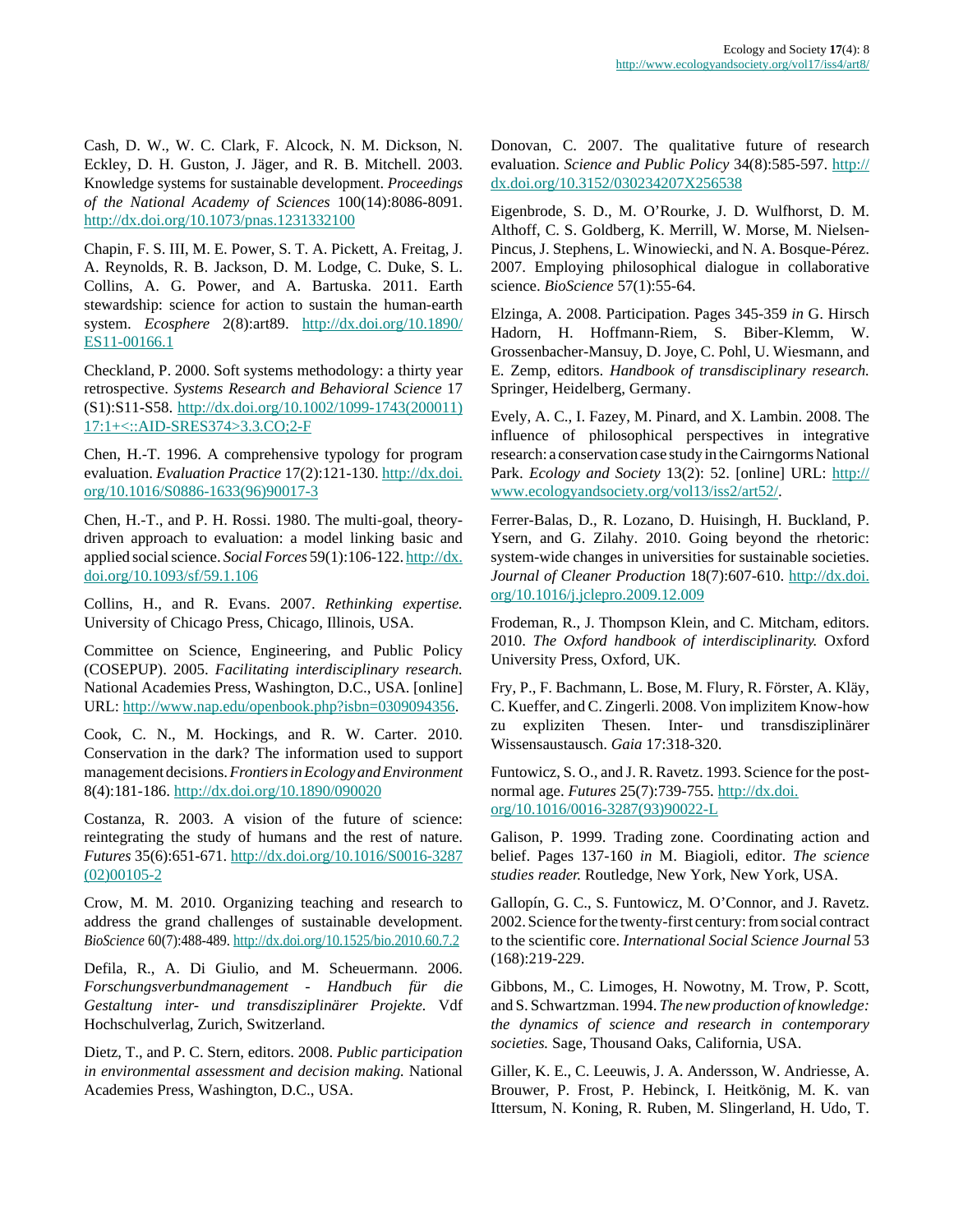Cash, D. W., W. C. Clark, F. Alcock, N. M. Dickson, N. Eckley, D. H. Guston, J. Jäger, and R. B. Mitchell. 2003. Knowledge systems for sustainable development. *Proceedings of the National Academy of Sciences* 100(14):8086-8091. http://dx.doi.org/10.1073/pnas.1231332100

Chapin, F. S. III, M. E. Power, S. T. A. Pickett, A. Freitag, J. A. Reynolds, R. B. Jackson, D. M. Lodge, C. Duke, S. L. Collins, A. G. Power, and A. Bartuska. 2011. Earth stewardship: science for action to sustain the human-earth system. *Ecosphere* 2(8):art89. http://dx.doi.org/10.1890/ES11-00166.1

Checkland, P. 2000. Soft systems methodology: a thirty year retrospective. *Systems Research and Behavioral Science* 17 (S1):S11-S58. http://dx.doi.org/10.1002/1099-1743(200011)17:1+<::AID-SRES374>3.3.CO;2-F

Chen, H.-T. 1996. A comprehensive typology for program evaluation. *Evaluation Practice* 17(2):121-130. http://dx.doi.org/10.1016/S0886-1633(96)90017-3

Chen, H.-T., and P. H. Rossi. 1980. The multi-goal, theory-driven approach to evaluation: a model linking basic and applied social science. *Social Forces* 59(1):106-122. http://dx.doi.org/10.1093/sf/59.1.106

Collins, H., and R. Evans. 2007. *Rethinking expertise.* University of Chicago Press, Chicago, Illinois, USA.

Committee on Science, Engineering, and Public Policy (COSEPUP). 2005. *Facilitating interdisciplinary research.* National Academies Press, Washington, D.C., USA. [online] URL: http://www.nap.edu/openbook.php?isbn=0309094356.

Cook, C. N., M. Hockings, and R. W. Carter. 2010. Conservation in the dark? The information used to support management decisions. *Frontiers in Ecology and Environment* 8(4):181-186. http://dx.doi.org/10.1890/090020

Costanza, R. 2003. A vision of the future of science: reintegrating the study of humans and the rest of nature. *Futures* 35(6):651-671. http://dx.doi.org/10.1016/S0016-3287(02)00105-2

Crow, M. M. 2010. Organizing teaching and research to address the grand challenges of sustainable development. *BioScience* 60(7):488-489. http://dx.doi.org/10.1525/bio.2010.60.7.2

Defila, R., A. Di Giulio, and M. Scheuermann. 2006. *Forschungsverbundmanagement - Handbuch für die Gestaltung inter- und transdisziplinärer Projekte.* Vdf Hochschulverlag, Zurich, Switzerland.

Dietz, T., and P. C. Stern, editors. 2008. *Public participation in environmental assessment and decision making.* National Academies Press, Washington, D.C., USA.

Donovan, C. 2007. The qualitative future of research evaluation. *Science and Public Policy* 34(8):585-597. http://dx.doi.org/10.3152/030234207X256538

Eigenbrode, S. D., M. O'Rourke, J. D. Wulfhorst, D. M. Althoff, C. S. Goldberg, K. Merrill, W. Morse, M. Nielsen-Pincus, J. Stephens, L. Winowiecki, and N. A. Bosque-Pérez. 2007. Employing philosophical dialogue in collaborative science. *BioScience* 57(1):55-64.

Elzinga, A. 2008. Participation. Pages 345-359 *in* G. Hirsch Hadorn, H. Hoffmann-Riem, S. Biber-Klemm, W. Grossenbacher-Mansuy, D. Joye, C. Pohl, U. Wiesmann, and E. Zemp, editors. *Handbook of transdisciplinary research.* Springer, Heidelberg, Germany.

Evely, A. C., I. Fazey, M. Pinard, and X. Lambin. 2008. The influence of philosophical perspectives in integrative research: a conservation case study in the Cairngorms National Park. *Ecology and Society* 13(2): 52. [online] URL: http://www.ecologyandsociety.org/vol13/iss2/art52/.

Ferrer-Balas, D., R. Lozano, D. Huisingh, H. Buckland, P. Ysern, and G. Zilahy. 2010. Going beyond the rhetoric: system-wide changes in universities for sustainable societies. *Journal of Cleaner Production* 18(7):607-610. http://dx.doi.org/10.1016/j.jclepro.2009.12.009

Frodeman, R., J. Thompson Klein, and C. Mitcham, editors. 2010. *The Oxford handbook of interdisciplinarity.* Oxford University Press, Oxford, UK.

Fry, P., F. Bachmann, L. Bose, M. Flury, R. Förster, A. Kläy, C. Kueffer, and C. Zingerli. 2008. Von implizitem Know-how zu expliziten Thesen. Inter- und transdisziplinärer Wissensaustausch. *Gaia* 17:318-320.

Funtowicz, S. O., and J. R. Ravetz. 1993. Science for the post-normal age. *Futures* 25(7):739-755. http://dx.doi.org/10.1016/0016-3287(93)90022-L

Galison, P. 1999. Trading zone. Coordinating action and belief. Pages 137-160 *in* M. Biagioli, editor. *The science studies reader.* Routledge, New York, New York, USA.

Gallopín, G. C., S. Funtowicz, M. O'Connor, and J. Ravetz. 2002. Science for the twenty-first century: from social contract to the scientific core. *International Social Science Journal* 53 (168):219-229.

Gibbons, M., C. Limoges, H. Nowotny, M. Trow, P. Scott, and S. Schwartzman. 1994. *The new production of knowledge: the dynamics of science and research in contemporary societies.* Sage, Thousand Oaks, California, USA.

Giller, K. E., C. Leeuwis, J. A. Andersson, W. Andriesse, A. Brouwer, P. Frost, P. Hebinck, I. Heitkönig, M. K. van Ittersum, N. Koning, R. Ruben, M. Slingerland, H. Udo, T.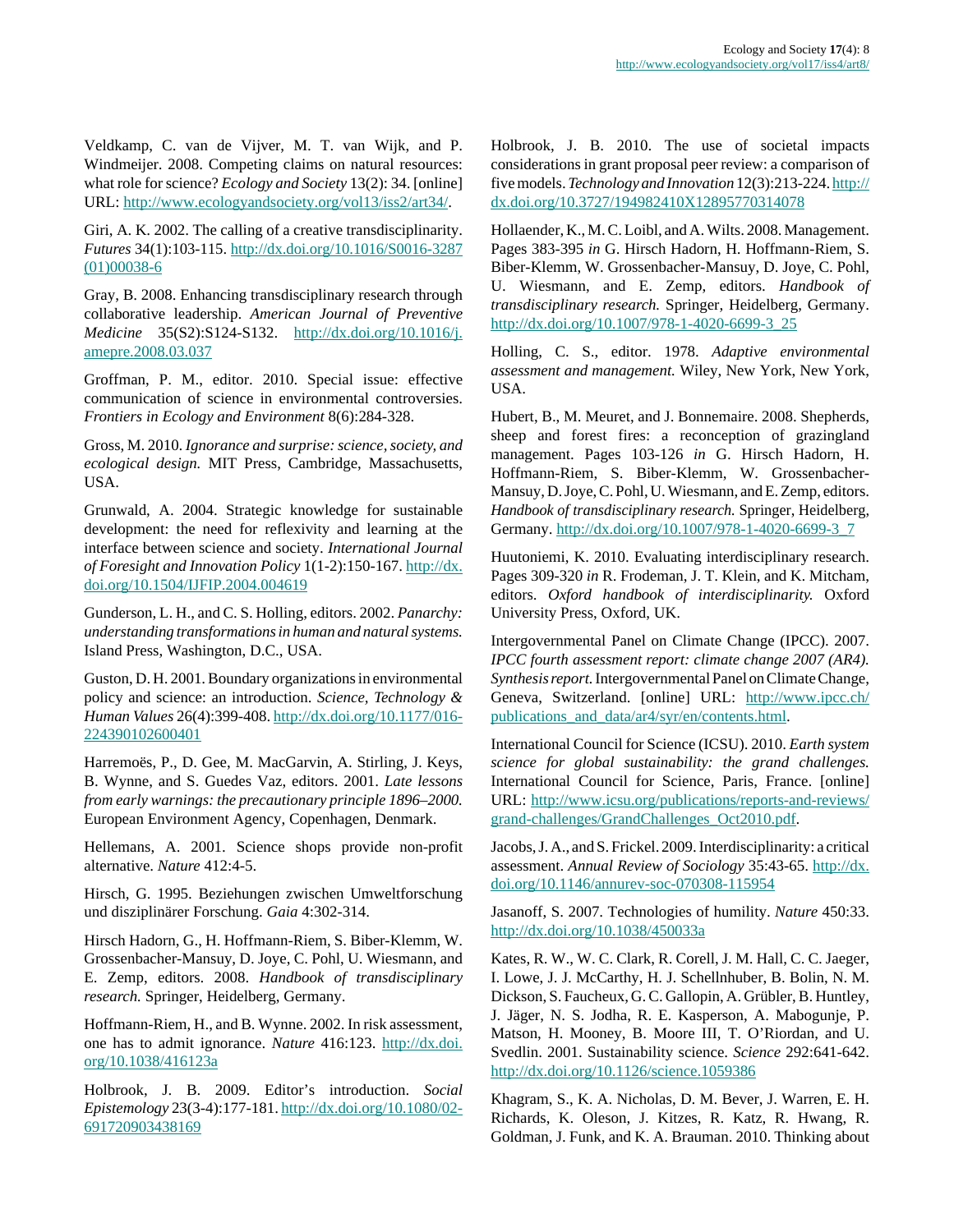Veldkamp, C. van de Vijver, M. T. van Wijk, and P. Windmeijer. 2008. Competing claims on natural resources: what role for science? *Ecology and Society* 13(2): 34. [online] URL: http://www.ecologyandsociety.org/vol13/iss2/art34/.

Giri, A. K. 2002. The calling of a creative transdisciplinarity. *Futures* 34(1):103-115. http://dx.doi.org/10.1016/S0016-3287(01)00038-6

Gray, B. 2008. Enhancing transdisciplinary research through collaborative leadership. *American Journal of Preventive Medicine* 35(S2):S124-S132. http://dx.doi.org/10.1016/j.amepre.2008.03.037

Groffman, P. M., editor. 2010. Special issue: effective communication of science in environmental controversies. *Frontiers in Ecology and Environment* 8(6):284-328.

Gross, M. 2010. *Ignorance and surprise: science, society, and ecological design.* MIT Press, Cambridge, Massachusetts, USA.

Grunwald, A. 2004. Strategic knowledge for sustainable development: the need for reflexivity and learning at the interface between science and society. *International Journal of Foresight and Innovation Policy* 1(1-2):150-167. http://dx.doi.org/10.1504/IJFIP.2004.004619

Gunderson, L. H., and C. S. Holling, editors. 2002. *Panarchy: understanding transformations in human and natural systems.* Island Press, Washington, D.C., USA.

Guston, D. H. 2001. Boundary organizations in environmental policy and science: an introduction. *Science, Technology & Human Values* 26(4):399-408. http://dx.doi.org/10.1177/016-224390102600401

Harremoës, P., D. Gee, M. MacGarvin, A. Stirling, J. Keys, B. Wynne, and S. Guedes Vaz, editors. 2001. *Late lessons from early warnings: the precautionary principle 1896–2000.* European Environment Agency, Copenhagen, Denmark.

Hellemans, A. 2001. Science shops provide non-profit alternative. *Nature* 412:4-5.

Hirsch, G. 1995. Beziehungen zwischen Umweltforschung und disziplinärer Forschung. *Gaia* 4:302-314.

Hirsch Hadorn, G., H. Hoffmann-Riem, S. Biber-Klemm, W. Grossenbacher-Mansuy, D. Joye, C. Pohl, U. Wiesmann, and E. Zemp, editors. 2008. *Handbook of transdisciplinary research.* Springer, Heidelberg, Germany.

Hoffmann-Riem, H., and B. Wynne. 2002. In risk assessment, one has to admit ignorance. *Nature* 416:123. http://dx.doi.org/10.1038/416123a

Holbrook, J. B. 2009. Editor's introduction. *Social Epistemology* 23(3-4):177-181. http://dx.doi.org/10.1080/02-691720903438169

Holbrook, J. B. 2010. The use of societal impacts considerations in grant proposal peer review: a comparison of five models. *Technology and Innovation* 12(3):213-224. http://dx.doi.org/10.3727/194982410X12895770314078

Hollaender, K., M. C. Loibl, and A. Wilts. 2008. Management. Pages 383-395 *in* G. Hirsch Hadorn, H. Hoffmann-Riem, S. Biber-Klemm, W. Grossenbacher-Mansuy, D. Joye, C. Pohl, U. Wiesmann, and E. Zemp, editors. *Handbook of transdisciplinary research.* Springer, Heidelberg, Germany. http://dx.doi.org/10.1007/978-1-4020-6699-3_25

Holling, C. S., editor. 1978. *Adaptive environmental assessment and management.* Wiley, New York, New York, USA.

Hubert, B., M. Meuret, and J. Bonnemaire. 2008. Shepherds, sheep and forest fires: a reconception of grazingland management. Pages 103-126 *in* G. Hirsch Hadorn, H. Hoffmann-Riem, S. Biber-Klemm, W. Grossenbacher-Mansuy, D. Joye, C. Pohl, U. Wiesmann, and E. Zemp, editors. *Handbook of transdisciplinary research.* Springer, Heidelberg, Germany. http://dx.doi.org/10.1007/978-1-4020-6699-3_7

Huutoniemi, K. 2010. Evaluating interdisciplinary research. Pages 309-320 *in* R. Frodeman, J. T. Klein, and K. Mitcham, editors. *Oxford handbook of interdisciplinarity.* Oxford University Press, Oxford, UK.

Intergovernmental Panel on Climate Change (IPCC). 2007. *IPCC fourth assessment report: climate change 2007 (AR4). Synthesis report.* Intergovernmental Panel on Climate Change, Geneva, Switzerland. [online] URL: http://www.ipcc.ch/publications_and_data/ar4/syr/en/contents.html.

International Council for Science (ICSU). 2010. *Earth system science for global sustainability: the grand challenges.* International Council for Science, Paris, France. [online] URL: http://www.icsu.org/publications/reports-and-reviews/grand-challenges/GrandChallenges_Oct2010.pdf.

Jacobs, J. A., and S. Frickel. 2009. Interdisciplinarity: a critical assessment. *Annual Review of Sociology* 35:43-65. http://dx.doi.org/10.1146/annurev-soc-070308-115954

Jasanoff, S. 2007. Technologies of humility. *Nature* 450:33. http://dx.doi.org/10.1038/450033a

Kates, R. W., W. C. Clark, R. Corell, J. M. Hall, C. C. Jaeger, I. Lowe, J. J. McCarthy, H. J. Schellnhuber, B. Bolin, N. M. Dickson, S. Faucheux, G. C. Gallopin, A. Grübler, B. Huntley, J. Jäger, N. S. Jodha, R. E. Kasperson, A. Mabogunje, P. Matson, H. Mooney, B. Moore III, T. O'Riordan, and U. Svedlin. 2001. Sustainability science. *Science* 292:641-642. http://dx.doi.org/10.1126/science.1059386

Khagram, S., K. A. Nicholas, D. M. Bever, J. Warren, E. H. Richards, K. Oleson, J. Kitzes, R. Katz, R. Hwang, R. Goldman, J. Funk, and K. A. Brauman. 2010. Thinking about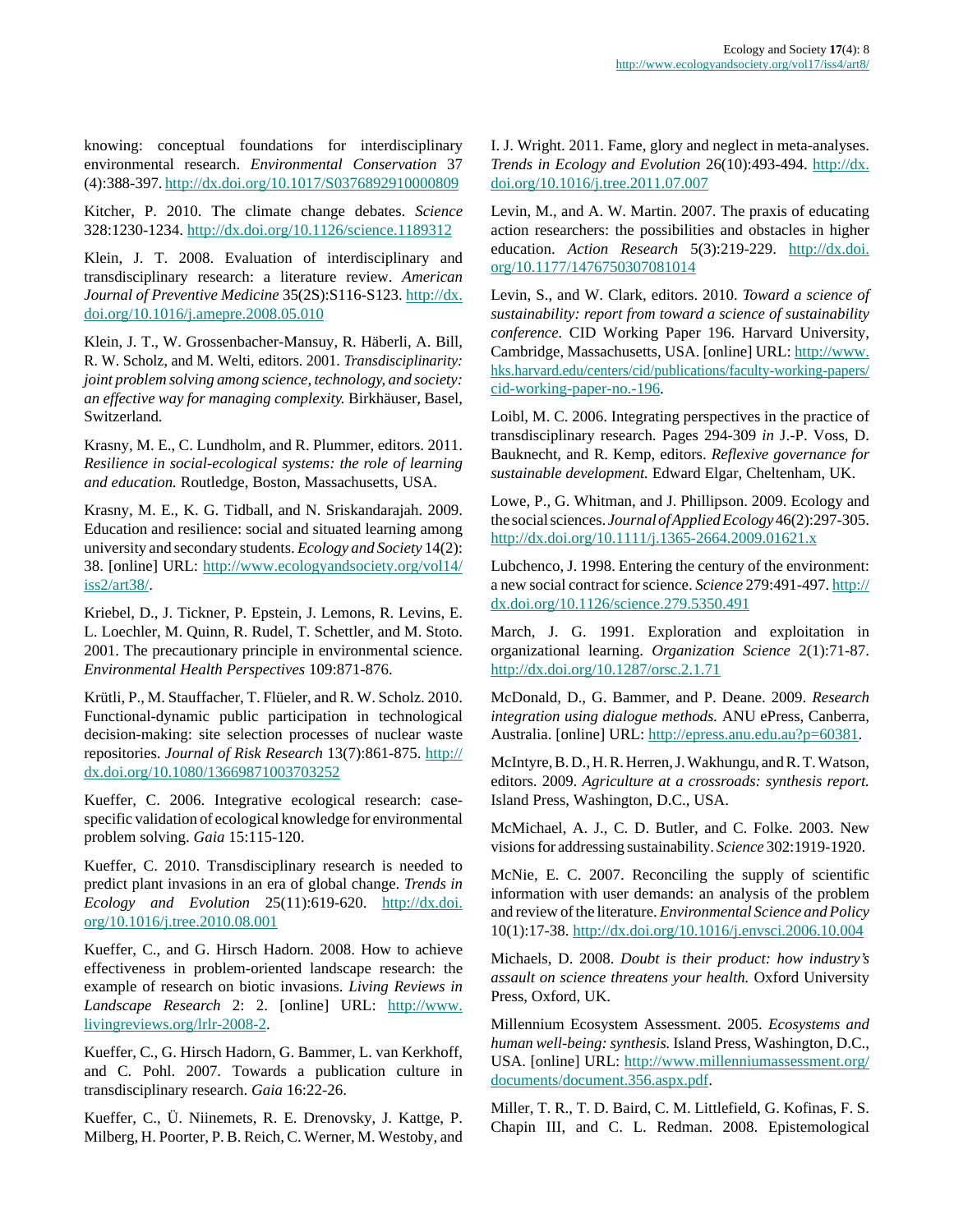knowing: conceptual foundations for interdisciplinary environmental research. *Environmental Conservation* 37 (4):388-397. http://dx.doi.org/10.1017/S0376892910000809

Kitcher, P. 2010. The climate change debates. *Science* 328:1230-1234. http://dx.doi.org/10.1126/science.1189312

Klein, J. T. 2008. Evaluation of interdisciplinary and transdisciplinary research: a literature review. *American Journal of Preventive Medicine* 35(2S):S116-S123. http://dx.doi.org/10.1016/j.amepre.2008.05.010

Klein, J. T., W. Grossenbacher-Mansuy, R. Häberli, A. Bill, R. W. Scholz, and M. Welti, editors. 2001. *Transdisciplinarity: joint problem solving among science, technology, and society: an effective way for managing complexity.* Birkhäuser, Basel, Switzerland.

Krasny, M. E., C. Lundholm, and R. Plummer, editors. 2011. *Resilience in social-ecological systems: the role of learning and education.* Routledge, Boston, Massachusetts, USA.

Krasny, M. E., K. G. Tidball, and N. Sriskandarajah. 2009. Education and resilience: social and situated learning among university and secondary students. *Ecology and Society* 14(2): 38. [online] URL: http://www.ecologyandsociety.org/vol14/iss2/art38/.

Kriebel, D., J. Tickner, P. Epstein, J. Lemons, R. Levins, E. L. Loechler, M. Quinn, R. Rudel, T. Schettler, and M. Stoto. 2001. The precautionary principle in environmental science. *Environmental Health Perspectives* 109:871-876.

Krütli, P., M. Stauffacher, T. Flüeler, and R. W. Scholz. 2010. Functional-dynamic public participation in technological decision-making: site selection processes of nuclear waste repositories. *Journal of Risk Research* 13(7):861-875. http://dx.doi.org/10.1080/13669871003703252

Kueffer, C. 2006. Integrative ecological research: case-specific validation of ecological knowledge for environmental problem solving. *Gaia* 15:115-120.

Kueffer, C. 2010. Transdisciplinary research is needed to predict plant invasions in an era of global change. *Trends in Ecology and Evolution* 25(11):619-620. http://dx.doi.org/10.1016/j.tree.2010.08.001

Kueffer, C., and G. Hirsch Hadorn. 2008. How to achieve effectiveness in problem-oriented landscape research: the example of research on biotic invasions. *Living Reviews in Landscape Research* 2: 2. [online] URL: http://www.livingreviews.org/lrlr-2008-2.

Kueffer, C., G. Hirsch Hadorn, G. Bammer, L. van Kerkhoff, and C. Pohl. 2007. Towards a publication culture in transdisciplinary research. *Gaia* 16:22-26.

Kueffer, C., Ü. Niinemets, R. E. Drenovsky, J. Kattge, P. Milberg, H. Poorter, P. B. Reich, C. Werner, M. Westoby, and I. J. Wright. 2011. Fame, glory and neglect in meta-analyses. *Trends in Ecology and Evolution* 26(10):493-494. http://dx.doi.org/10.1016/j.tree.2011.07.007

Levin, M., and A. W. Martin. 2007. The praxis of educating action researchers: the possibilities and obstacles in higher education. *Action Research* 5(3):219-229. http://dx.doi.org/10.1177/1476750307081014

Levin, S., and W. Clark, editors. 2010. *Toward a science of sustainability: report from toward a science of sustainability conference*. CID Working Paper 196. Harvard University, Cambridge, Massachusetts, USA. [online] URL: http://www.hks.harvard.edu/centers/cid/publications/faculty-working-papers/cid-working-paper-no.-196.

Loibl, M. C. 2006. Integrating perspectives in the practice of transdisciplinary research. Pages 294-309 *in* J.-P. Voss, D. Bauknecht, and R. Kemp, editors. *Reflexive governance for sustainable development.* Edward Elgar, Cheltenham, UK.

Lowe, P., G. Whitman, and J. Phillipson. 2009. Ecology and the social sciences. *Journal of Applied Ecology* 46(2):297-305. http://dx.doi.org/10.1111/j.1365-2664.2009.01621.x

Lubchenco, J. 1998. Entering the century of the environment: a new social contract for science. *Science* 279:491-497. http://dx.doi.org/10.1126/science.279.5350.491

March, J. G. 1991. Exploration and exploitation in organizational learning. *Organization Science* 2(1):71-87. http://dx.doi.org/10.1287/orsc.2.1.71

McDonald, D., G. Bammer, and P. Deane. 2009. *Research integration using dialogue methods.* ANU ePress, Canberra, Australia. [online] URL: http://epress.anu.edu.au?p=60381.

McIntyre, B. D., H. R. Herren, J. Wakhungu, and R. T. Watson, editors. 2009. *Agriculture at a crossroads: synthesis report.* Island Press, Washington, D.C., USA.

McMichael, A. J., C. D. Butler, and C. Folke. 2003. New visions for addressing sustainability. *Science* 302:1919-1920.

McNie, E. C. 2007. Reconciling the supply of scientific information with user demands: an analysis of the problem and review of the literature. *Environmental Science and Policy* 10(1):17-38. http://dx.doi.org/10.1016/j.envsci.2006.10.004

Michaels, D. 2008. *Doubt is their product: how industry's assault on science threatens your health.* Oxford University Press, Oxford, UK.

Millennium Ecosystem Assessment. 2005. *Ecosystems and human well-being: synthesis.* Island Press, Washington, D.C., USA. [online] URL: http://www.millenniumassessment.org/documents/document.356.aspx.pdf.

Miller, T. R., T. D. Baird, C. M. Littlefield, G. Kofinas, F. S. Chapin III, and C. L. Redman. 2008. Epistemological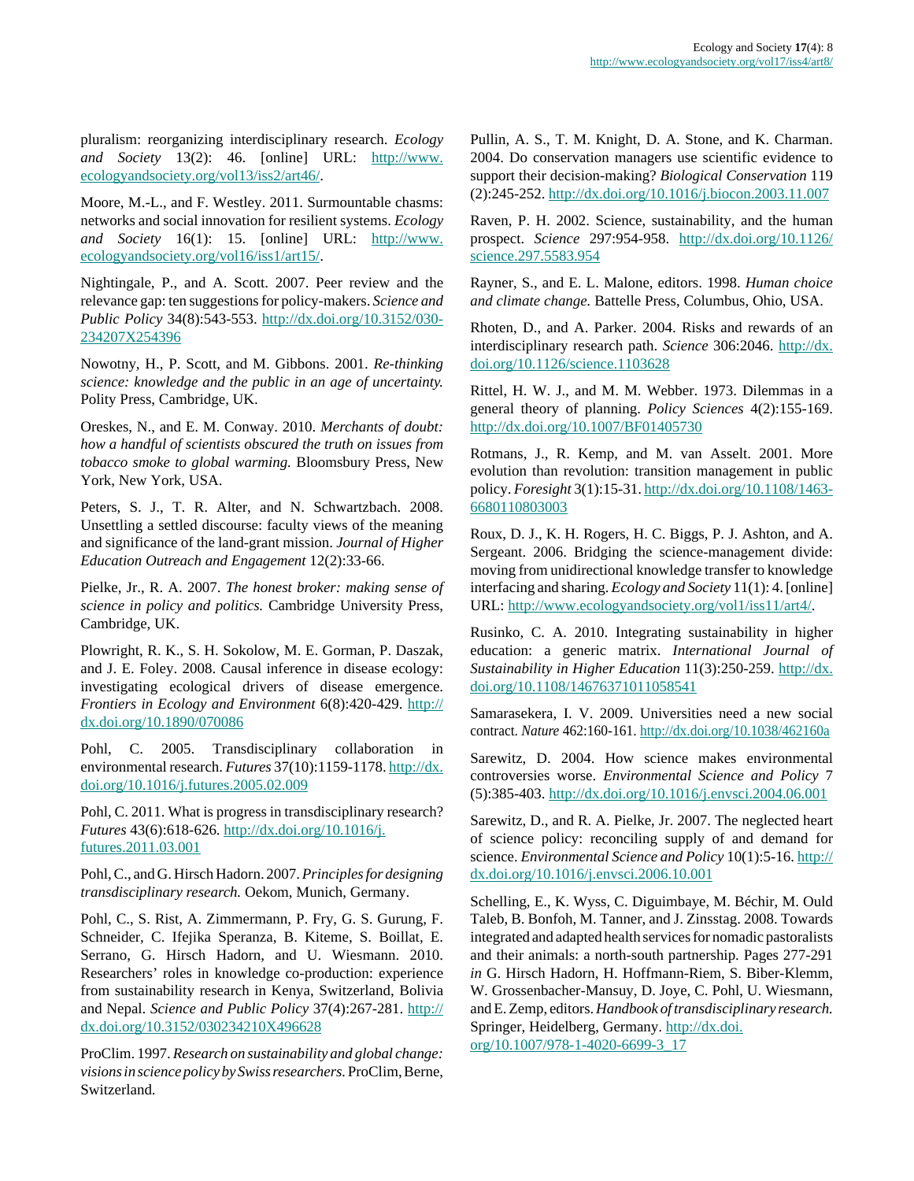pluralism: reorganizing interdisciplinary research. *Ecology and Society* 13(2): 46. [online] URL: http://www.ecologyandsociety.org/vol13/iss2/art46/.

Moore, M.-L., and F. Westley. 2011. Surmountable chasms: networks and social innovation for resilient systems. *Ecology and Society* 16(1): 15. [online] URL: http://www.ecologyandsociety.org/vol16/iss1/art15/.

Nightingale, P., and A. Scott. 2007. Peer review and the relevance gap: ten suggestions for policy-makers. *Science and Public Policy* 34(8):543-553. http://dx.doi.org/10.3152/030234207X254396

Nowotny, H., P. Scott, and M. Gibbons. 2001. *Re-thinking science: knowledge and the public in an age of uncertainty.* Polity Press, Cambridge, UK.

Oreskes, N., and E. M. Conway. 2010. *Merchants of doubt: how a handful of scientists obscured the truth on issues from tobacco smoke to global warming.* Bloomsbury Press, New York, New York, USA.

Peters, S. J., T. R. Alter, and N. Schwartzbach. 2008. Unsettling a settled discourse: faculty views of the meaning and significance of the land-grant mission. *Journal of Higher Education Outreach and Engagement* 12(2):33-66.

Pielke, Jr., R. A. 2007. *The honest broker: making sense of science in policy and politics.* Cambridge University Press, Cambridge, UK.

Plowright, R. K., S. H. Sokolow, M. E. Gorman, P. Daszak, and J. E. Foley. 2008. Causal inference in disease ecology: investigating ecological drivers of disease emergence. *Frontiers in Ecology and Environment* 6(8):420-429. http://dx.doi.org/10.1890/070086

Pohl, C. 2005. Transdisciplinary collaboration in environmental research. *Futures* 37(10):1159-1178. http://dx.doi.org/10.1016/j.futures.2005.02.009

Pohl, C. 2011. What is progress in transdisciplinary research? *Futures* 43(6):618-626. http://dx.doi.org/10.1016/j.futures.2011.03.001

Pohl, C., and G. Hirsch Hadorn. 2007. *Principles for designing transdisciplinary research.* Oekom, Munich, Germany.

Pohl, C., S. Rist, A. Zimmermann, P. Fry, G. S. Gurung, F. Schneider, C. Ifejika Speranza, B. Kiteme, S. Boillat, E. Serrano, G. Hirsch Hadorn, and U. Wiesmann. 2010. Researchers' roles in knowledge co-production: experience from sustainability research in Kenya, Switzerland, Bolivia and Nepal. *Science and Public Policy* 37(4):267-281. http://dx.doi.org/10.3152/030234210X496628

ProClim. 1997. *Research on sustainability and global change: visions in science policy by Swiss researchers.* ProClim, Berne, Switzerland.

Pullin, A. S., T. M. Knight, D. A. Stone, and K. Charman. 2004. Do conservation managers use scientific evidence to support their decision-making? *Biological Conservation* 119 (2):245-252. http://dx.doi.org/10.1016/j.biocon.2003.11.007

Raven, P. H. 2002. Science, sustainability, and the human prospect. *Science* 297:954-958. http://dx.doi.org/10.1126/science.297.5583.954

Rayner, S., and E. L. Malone, editors. 1998. *Human choice and climate change.* Battelle Press, Columbus, Ohio, USA.

Rhoten, D., and A. Parker. 2004. Risks and rewards of an interdisciplinary research path. *Science* 306:2046. http://dx.doi.org/10.1126/science.1103628

Rittel, H. W. J., and M. M. Webber. 1973. Dilemmas in a general theory of planning. *Policy Sciences* 4(2):155-169. http://dx.doi.org/10.1007/BF01405730

Rotmans, J., R. Kemp, and M. van Asselt. 2001. More evolution than revolution: transition management in public policy. *Foresight* 3(1):15-31. http://dx.doi.org/10.1108/14636680110803003

Roux, D. J., K. H. Rogers, H. C. Biggs, P. J. Ashton, and A. Sergeant. 2006. Bridging the science-management divide: moving from unidirectional knowledge transfer to knowledge interfacing and sharing. *Ecology and Society* 11(1): 4. [online] URL: http://www.ecologyandsociety.org/vol1/iss11/art4/.

Rusinko, C. A. 2010. Integrating sustainability in higher education: a generic matrix. *International Journal of Sustainability in Higher Education* 11(3):250-259. http://dx.doi.org/10.1108/14676371011058541

Samarasekera, I. V. 2009. Universities need a new social contract. *Nature* 462:160-161. http://dx.doi.org/10.1038/462160a

Sarewitz, D. 2004. How science makes environmental controversies worse. *Environmental Science and Policy* 7 (5):385-403. http://dx.doi.org/10.1016/j.envsci.2004.06.001

Sarewitz, D., and R. A. Pielke, Jr. 2007. The neglected heart of science policy: reconciling supply of and demand for science. *Environmental Science and Policy* 10(1):5-16. http://dx.doi.org/10.1016/j.envsci.2006.10.001

Schelling, E., K. Wyss, C. Diguimbaye, M. Béchir, M. Ould Taleb, B. Bonfoh, M. Tanner, and J. Zinsstag. 2008. Towards integrated and adapted health services for nomadic pastoralists and their animals: a north-south partnership. Pages 277-291 *in* G. Hirsch Hadorn, H. Hoffmann-Riem, S. Biber-Klemm, W. Grossenbacher-Mansuy, D. Joye, C. Pohl, U. Wiesmann, and E. Zemp, editors. *Handbook of transdisciplinary research.* Springer, Heidelberg, Germany. http://dx.doi.org/10.1007/978-1-4020-6699-3_17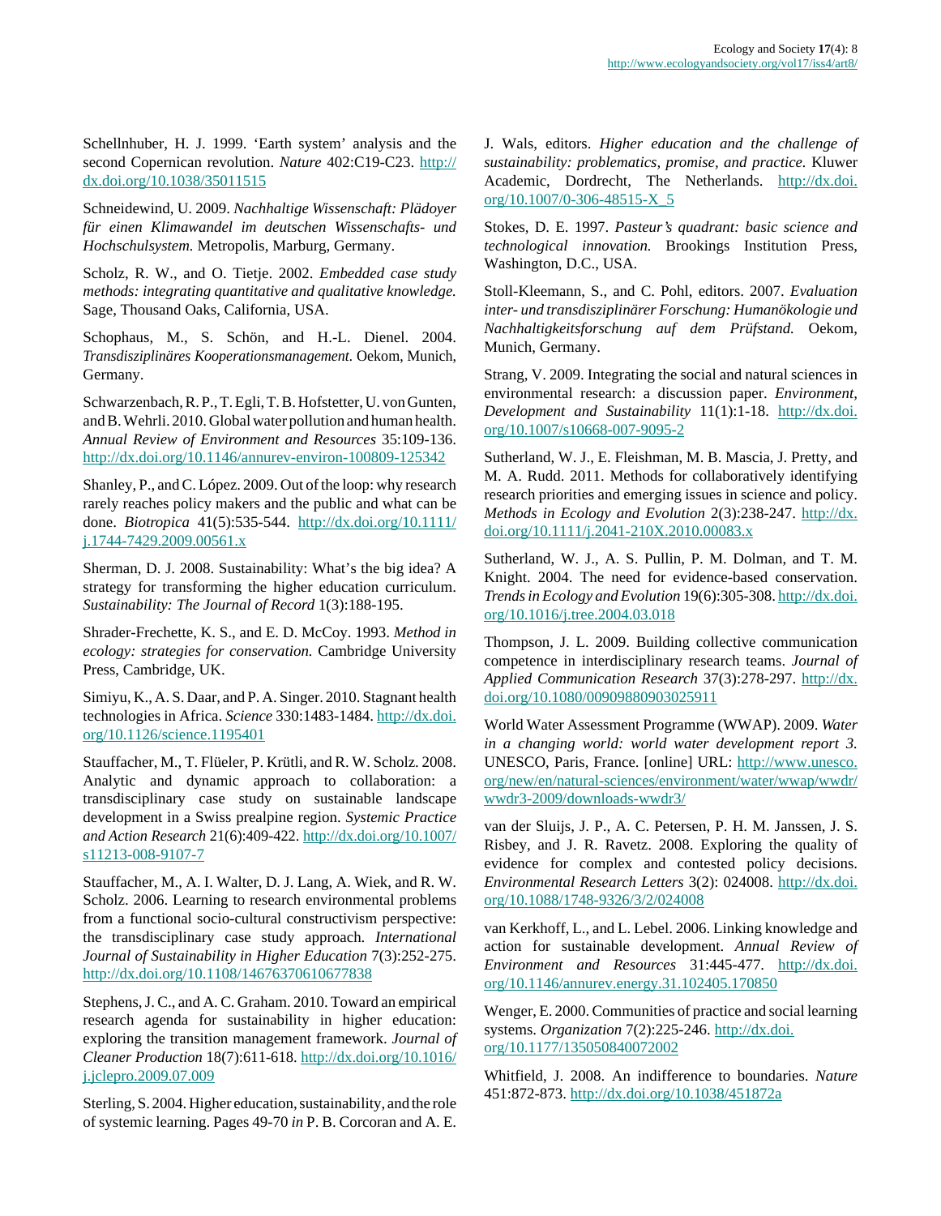Schellnhuber, H. J. 1999. 'Earth system' analysis and the second Copernican revolution. *Nature* 402:C19-C23. http://dx.doi.org/10.1038/35011515

Schneidewind, U. 2009. *Nachhaltige Wissenschaft: Plädoyer für einen Klimawandel im deutschen Wissenschafts- und Hochschulsystem.* Metropolis, Marburg, Germany.

Scholz, R. W., and O. Tietje. 2002. *Embedded case study methods: integrating quantitative and qualitative knowledge.* Sage, Thousand Oaks, California, USA.

Schophaus, M., S. Schön, and H.-L. Dienel. 2004. *Transdisziplinäres Kooperationsmanagement.* Oekom, Munich, Germany.

Schwarzenbach, R. P., T. Egli, T. B. Hofstetter, U. von Gunten, and B. Wehrli. 2010. Global water pollution and human health. *Annual Review of Environment and Resources* 35:109-136. http://dx.doi.org/10.1146/annurev-environ-100809-125342

Shanley, P., and C. López. 2009. Out of the loop: why research rarely reaches policy makers and the public and what can be done. *Biotropica* 41(5):535-544. http://dx.doi.org/10.1111/j.1744-7429.2009.00561.x

Sherman, D. J. 2008. Sustainability: What's the big idea? A strategy for transforming the higher education curriculum. *Sustainability: The Journal of Record* 1(3):188-195.

Shrader-Frechette, K. S., and E. D. McCoy. 1993. *Method in ecology: strategies for conservation.* Cambridge University Press, Cambridge, UK.

Simiyu, K., A. S. Daar, and P. A. Singer. 2010. Stagnant health technologies in Africa. *Science* 330:1483-1484. http://dx.doi.org/10.1126/science.1195401

Stauffacher, M., T. Flüeler, P. Krütli, and R. W. Scholz. 2008. Analytic and dynamic approach to collaboration: a transdisciplinary case study on sustainable landscape development in a Swiss prealpine region. *Systemic Practice and Action Research* 21(6):409-422. http://dx.doi.org/10.1007/s11213-008-9107-7

Stauffacher, M., A. I. Walter, D. J. Lang, A. Wiek, and R. W. Scholz. 2006. Learning to research environmental problems from a functional socio-cultural constructivism perspective: the transdisciplinary case study approach. *International Journal of Sustainability in Higher Education* 7(3):252-275. http://dx.doi.org/10.1108/14676370610677838

Stephens, J. C., and A. C. Graham. 2010. Toward an empirical research agenda for sustainability in higher education: exploring the transition management framework. *Journal of Cleaner Production* 18(7):611-618. http://dx.doi.org/10.1016/j.jclepro.2009.07.009

Sterling, S. 2004. Higher education, sustainability, and the role of systemic learning. Pages 49-70 *in* P. B. Corcoran and A. E. J. Wals, editors. *Higher education and the challenge of sustainability: problematics, promise, and practice.* Kluwer Academic, Dordrecht, The Netherlands. http://dx.doi.org/10.1007/0-306-48515-X_5

Stokes, D. E. 1997. *Pasteur's quadrant: basic science and technological innovation.* Brookings Institution Press, Washington, D.C., USA.

Stoll-Kleemann, S., and C. Pohl, editors. 2007. *Evaluation inter- und transdisziplinärer Forschung: Humanökologie und Nachhaltigkeitsforschung auf dem Prüfstand.* Oekom, Munich, Germany.

Strang, V. 2009. Integrating the social and natural sciences in environmental research: a discussion paper. *Environment, Development and Sustainability* 11(1):1-18. http://dx.doi.org/10.1007/s10668-007-9095-2

Sutherland, W. J., E. Fleishman, M. B. Mascia, J. Pretty, and M. A. Rudd. 2011. Methods for collaboratively identifying research priorities and emerging issues in science and policy. *Methods in Ecology and Evolution* 2(3):238-247. http://dx.doi.org/10.1111/j.2041-210X.2010.00083.x

Sutherland, W. J., A. S. Pullin, P. M. Dolman, and T. M. Knight. 2004. The need for evidence-based conservation. *Trends in Ecology and Evolution* 19(6):305-308. http://dx.doi.org/10.1016/j.tree.2004.03.018

Thompson, J. L. 2009. Building collective communication competence in interdisciplinary research teams. *Journal of Applied Communication Research* 37(3):278-297. http://dx.doi.org/10.1080/00909880903025911

World Water Assessment Programme (WWAP). 2009. *Water in a changing world: world water development report 3.* UNESCO, Paris, France. [online] URL: http://www.unesco.org/new/en/natural-sciences/environment/water/wwap/wwdr/wwdr3-2009/downloads-wwdr3/

van der Sluijs, J. P., A. C. Petersen, P. H. M. Janssen, J. S. Risbey, and J. R. Ravetz. 2008. Exploring the quality of evidence for complex and contested policy decisions. *Environmental Research Letters* 3(2): 024008. http://dx.doi.org/10.1088/1748-9326/3/2/024008

van Kerkhoff, L., and L. Lebel. 2006. Linking knowledge and action for sustainable development. *Annual Review of Environment and Resources* 31:445-477. http://dx.doi.org/10.1146/annurev.energy.31.102405.170850

Wenger, E. 2000. Communities of practice and social learning systems. *Organization* 7(2):225-246. http://dx.doi.org/10.1177/135050840072002

Whitfield, J. 2008. An indifference to boundaries. *Nature* 451:872-873. http://dx.doi.org/10.1038/451872a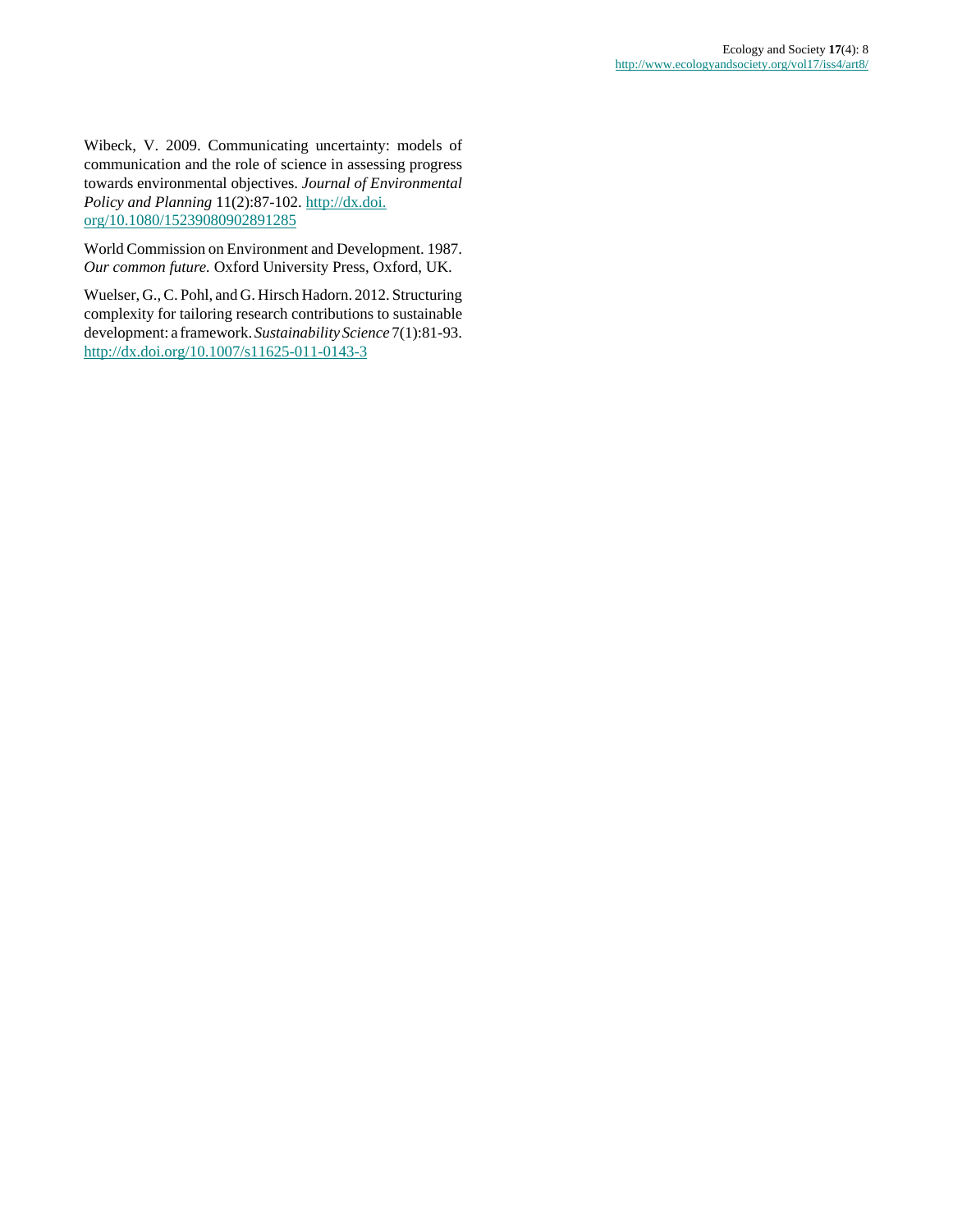Wibeck, V. 2009. Communicating uncertainty: models of communication and the role of science in assessing progress towards environmental objectives. *Journal of Environmental Policy and Planning* 11(2):87-102. http://dx.doi.org/10.1080/15239080902891285

World Commission on Environment and Development. 1987. *Our common future.* Oxford University Press, Oxford, UK.

Wuelser, G., C. Pohl, and G. Hirsch Hadorn. 2012. Structuring complexity for tailoring research contributions to sustainable development: a framework. *Sustainability Science* 7(1):81-93. http://dx.doi.org/10.1007/s11625-011-0143-3